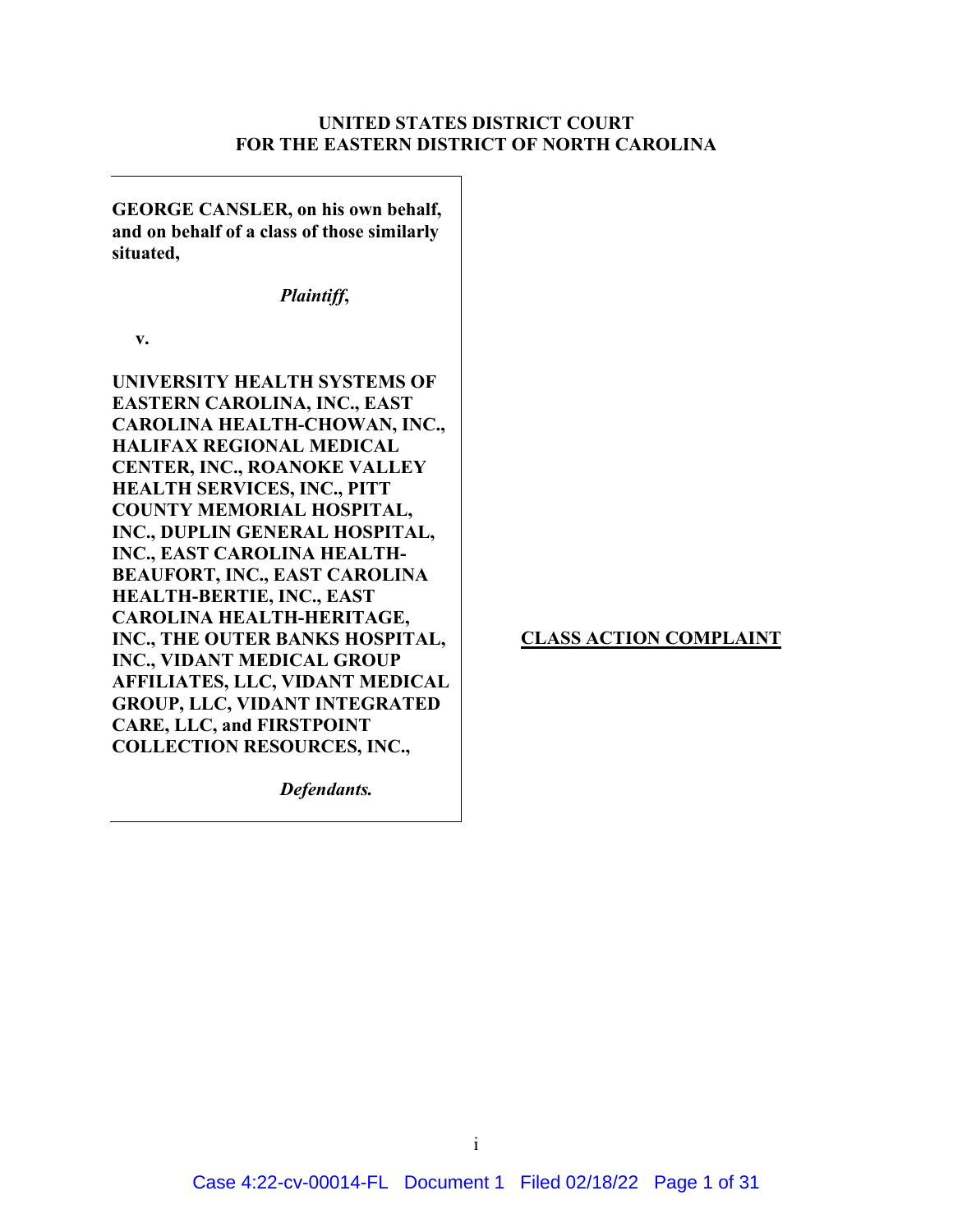**UNITED STATES DISTRICT COURT**
**FOR THE EASTERN DISTRICT OF NORTH CAROLINA**

**GEORGE CANSLER, on his own behalf, and on behalf of a class of those similarly situated,**

***Plaintiff*,**

**v.**

**UNIVERSITY HEALTH SYSTEMS OF EASTERN CAROLINA, INC., EAST CAROLINA HEALTH-CHOWAN, INC., HALIFAX REGIONAL MEDICAL CENTER, INC., ROANOKE VALLEY HEALTH SERVICES, INC., PITT COUNTY MEMORIAL HOSPITAL, INC., DUPLIN GENERAL HOSPITAL, INC., EAST CAROLINA HEALTH-BEAUFORT, INC., EAST CAROLINA HEALTH-BERTIE, INC., EAST CAROLINA HEALTH-HERITAGE, INC., THE OUTER BANKS HOSPITAL, INC., VIDANT MEDICAL GROUP AFFILIATES, LLC, VIDANT MEDICAL GROUP, LLC, VIDANT INTEGRATED CARE, LLC, and FIRSTPOINT COLLECTION RESOURCES, INC.,**

***Defendants.***

**CLASS ACTION COMPLAINT**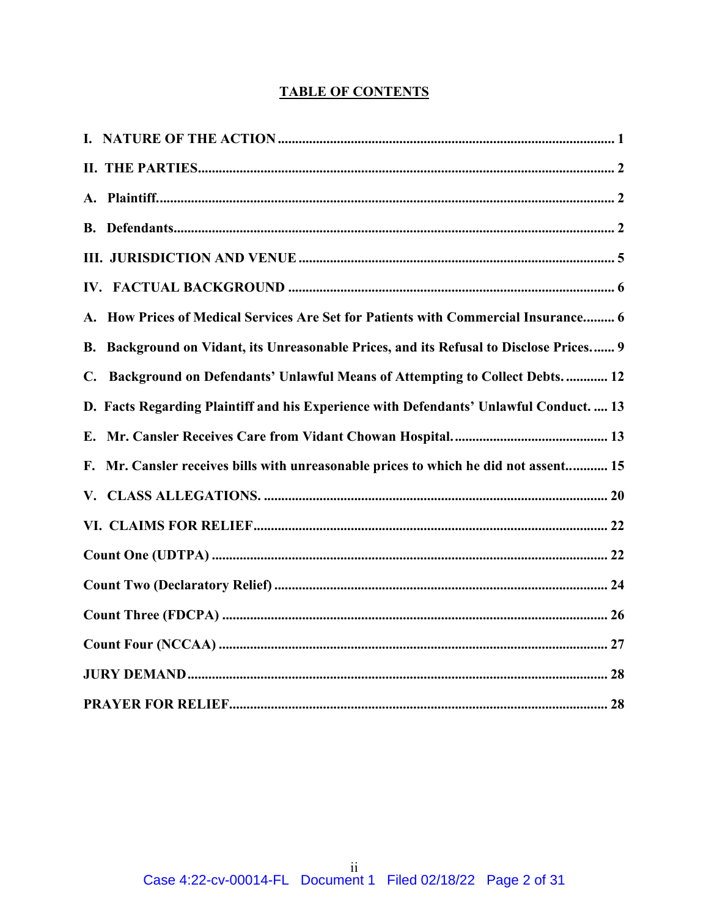## TABLE OF CONTENTS

**I. NATURE OF THE ACTION** ........................................................................ 1

**II. THE PARTIES** ........................................................................ 2

**A. Plaintiff.** ........................................................................ 2

**B. Defendants** ........................................................................ 2

**III. JURISDICTION AND VENUE** ........................................................................ 5

**IV. FACTUAL BACKGROUND** ........................................................................ 6

**A. How Prices of Medical Services Are Set for Patients with Commercial Insurance** ......... 6

**B. Background on Vidant, its Unreasonable Prices, and its Refusal to Disclose Prices.** ...... 9

**C. Background on Defendants' Unlawful Means of Attempting to Collect Debts.** ............ 12

**D. Facts Regarding Plaintiff and his Experience with Defendants' Unlawful Conduct.** .... 13

**E. Mr. Cansler Receives Care from Vidant Chowan Hospital.** ............................ 13

**F. Mr. Cansler receives bills with unreasonable prices to which he did not assent** ............ 15

**V. CLASS ALLEGATIONS.** ........................................................................ 20

**VI. CLAIMS FOR RELIEF** ........................................................................ 22

**Count One (UDTPA)** ........................................................................ 22

**Count Two (Declaratory Relief)** ........................................................................ 24

**Count Three (FDCPA)** ........................................................................ 26

**Count Four (NCCAA)** ........................................................................ 27

**JURY DEMAND** ........................................................................ 28

**PRAYER FOR RELIEF** ........................................................................ 28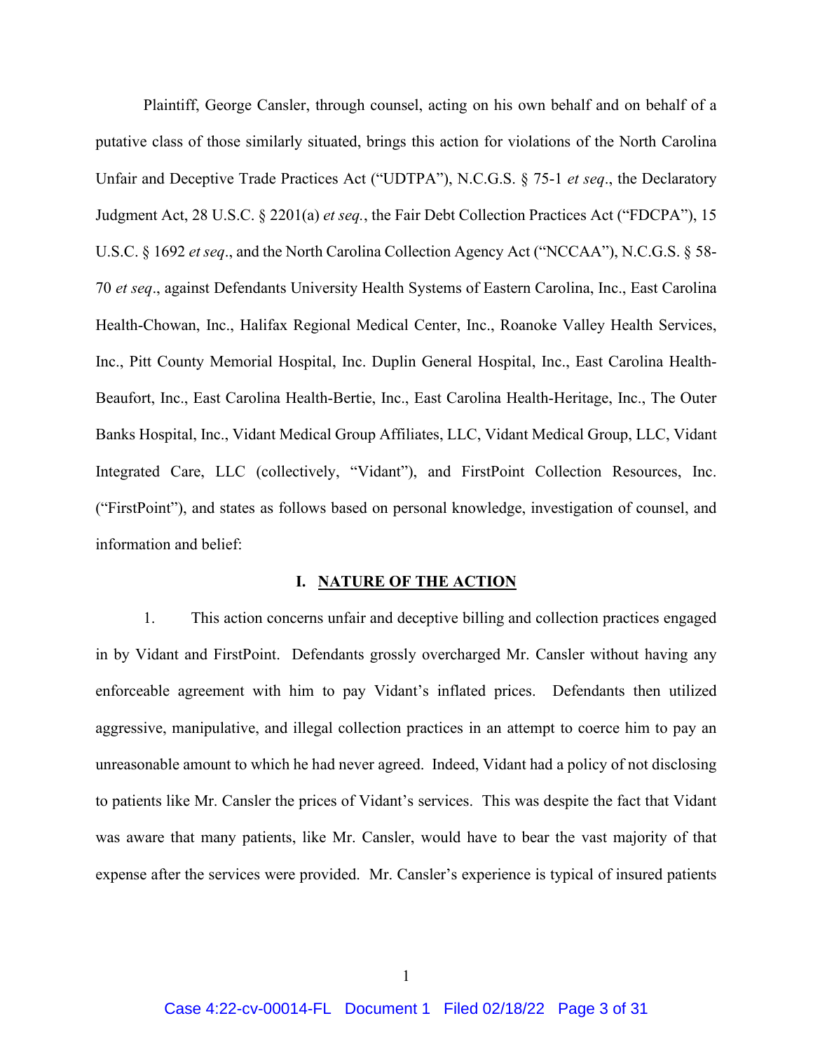Plaintiff, George Cansler, through counsel, acting on his own behalf and on behalf of a putative class of those similarly situated, brings this action for violations of the North Carolina Unfair and Deceptive Trade Practices Act ("UDTPA"), N.C.G.S. § 75-1 *et seq*., the Declaratory Judgment Act, 28 U.S.C. § 2201(a) *et seq.*, the Fair Debt Collection Practices Act ("FDCPA"), 15 U.S.C. § 1692 *et seq*., and the North Carolina Collection Agency Act ("NCCAA"), N.C.G.S. § 58-70 *et seq*., against Defendants University Health Systems of Eastern Carolina, Inc., East Carolina Health-Chowan, Inc., Halifax Regional Medical Center, Inc., Roanoke Valley Health Services, Inc., Pitt County Memorial Hospital, Inc. Duplin General Hospital, Inc., East Carolina Health-Beaufort, Inc., East Carolina Health-Bertie, Inc., East Carolina Health-Heritage, Inc., The Outer Banks Hospital, Inc., Vidant Medical Group Affiliates, LLC, Vidant Medical Group, LLC, Vidant Integrated Care, LLC (collectively, "Vidant"), and FirstPoint Collection Resources, Inc. ("FirstPoint"), and states as follows based on personal knowledge, investigation of counsel, and information and belief:

## I. NATURE OF THE ACTION

1. This action concerns unfair and deceptive billing and collection practices engaged in by Vidant and FirstPoint. Defendants grossly overcharged Mr. Cansler without having any enforceable agreement with him to pay Vidant's inflated prices. Defendants then utilized aggressive, manipulative, and illegal collection practices in an attempt to coerce him to pay an unreasonable amount to which he had never agreed. Indeed, Vidant had a policy of not disclosing to patients like Mr. Cansler the prices of Vidant's services. This was despite the fact that Vidant was aware that many patients, like Mr. Cansler, would have to bear the vast majority of that expense after the services were provided. Mr. Cansler's experience is typical of insured patients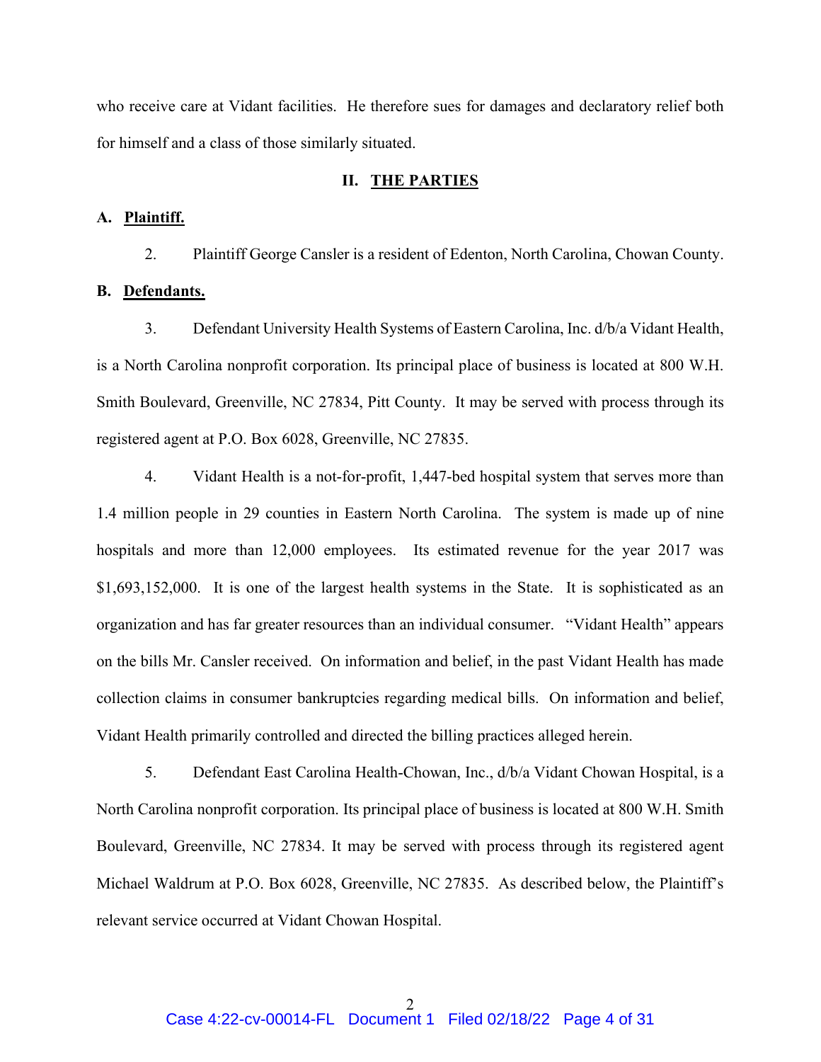who receive care at Vidant facilities. He therefore sues for damages and declaratory relief both for himself and a class of those similarly situated.

## II. THE PARTIES

### A. Plaintiff.

2. Plaintiff George Cansler is a resident of Edenton, North Carolina, Chowan County.

### B. Defendants.

3. Defendant University Health Systems of Eastern Carolina, Inc. d/b/a Vidant Health, is a North Carolina nonprofit corporation. Its principal place of business is located at 800 W.H. Smith Boulevard, Greenville, NC 27834, Pitt County. It may be served with process through its registered agent at P.O. Box 6028, Greenville, NC 27835.

4. Vidant Health is a not-for-profit, 1,447-bed hospital system that serves more than 1.4 million people in 29 counties in Eastern North Carolina. The system is made up of nine hospitals and more than 12,000 employees. Its estimated revenue for the year 2017 was $1,693,152,000. It is one of the largest health systems in the State. It is sophisticated as an organization and has far greater resources than an individual consumer. "Vidant Health" appears on the bills Mr. Cansler received. On information and belief, in the past Vidant Health has made collection claims in consumer bankruptcies regarding medical bills. On information and belief, Vidant Health primarily controlled and directed the billing practices alleged herein.

5. Defendant East Carolina Health-Chowan, Inc., d/b/a Vidant Chowan Hospital, is a North Carolina nonprofit corporation. Its principal place of business is located at 800 W.H. Smith Boulevard, Greenville, NC 27834. It may be served with process through its registered agent Michael Waldrum at P.O. Box 6028, Greenville, NC 27835. As described below, the Plaintiff's relevant service occurred at Vidant Chowan Hospital.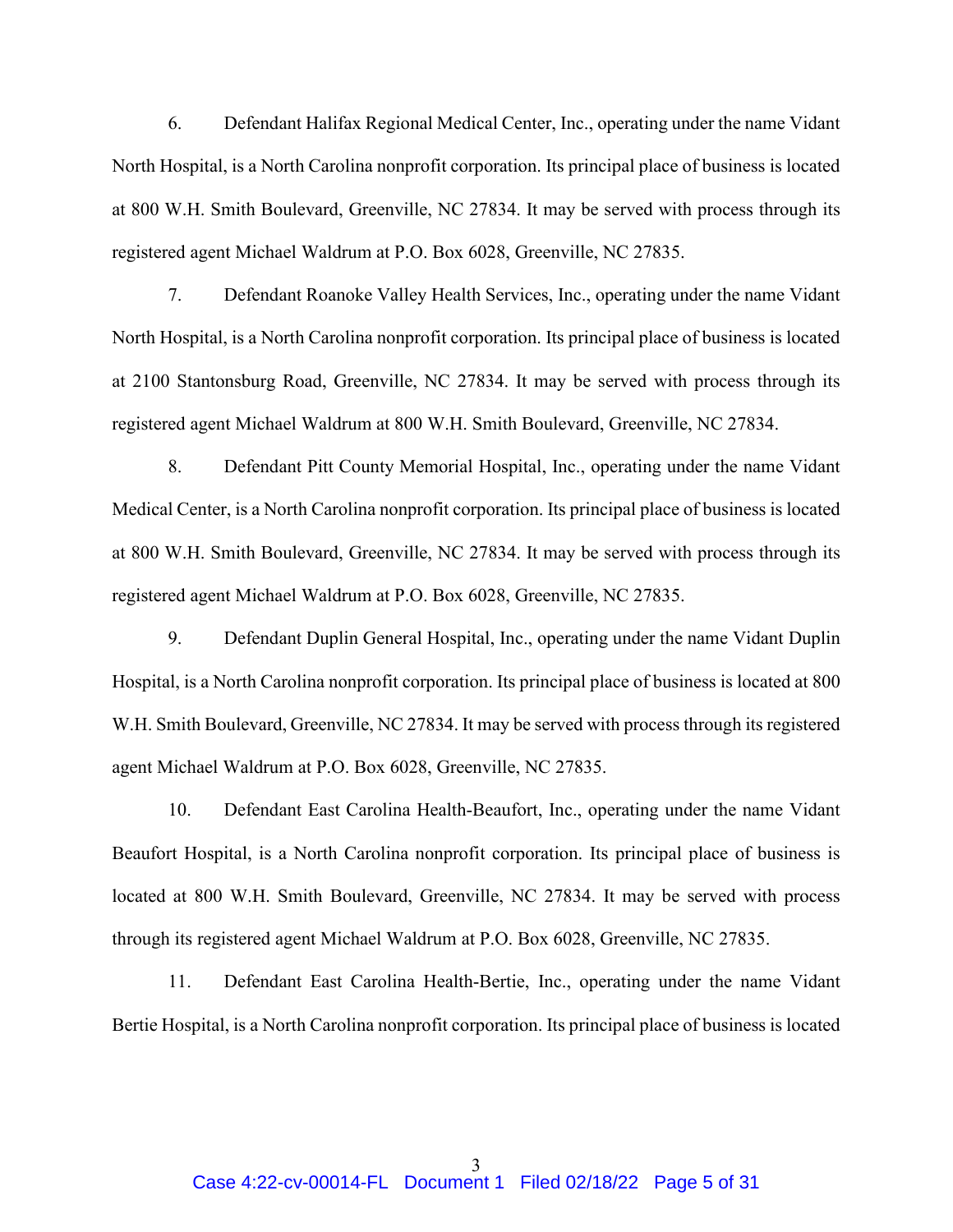6. Defendant Halifax Regional Medical Center, Inc., operating under the name Vidant North Hospital, is a North Carolina nonprofit corporation. Its principal place of business is located at 800 W.H. Smith Boulevard, Greenville, NC 27834. It may be served with process through its registered agent Michael Waldrum at P.O. Box 6028, Greenville, NC 27835.

7. Defendant Roanoke Valley Health Services, Inc., operating under the name Vidant North Hospital, is a North Carolina nonprofit corporation. Its principal place of business is located at 2100 Stantonsburg Road, Greenville, NC 27834. It may be served with process through its registered agent Michael Waldrum at 800 W.H. Smith Boulevard, Greenville, NC 27834.

8. Defendant Pitt County Memorial Hospital, Inc., operating under the name Vidant Medical Center, is a North Carolina nonprofit corporation. Its principal place of business is located at 800 W.H. Smith Boulevard, Greenville, NC 27834. It may be served with process through its registered agent Michael Waldrum at P.O. Box 6028, Greenville, NC 27835.

9. Defendant Duplin General Hospital, Inc., operating under the name Vidant Duplin Hospital, is a North Carolina nonprofit corporation. Its principal place of business is located at 800 W.H. Smith Boulevard, Greenville, NC 27834. It may be served with process through its registered agent Michael Waldrum at P.O. Box 6028, Greenville, NC 27835.

10. Defendant East Carolina Health-Beaufort, Inc., operating under the name Vidant Beaufort Hospital, is a North Carolina nonprofit corporation. Its principal place of business is located at 800 W.H. Smith Boulevard, Greenville, NC 27834. It may be served with process through its registered agent Michael Waldrum at P.O. Box 6028, Greenville, NC 27835.

11. Defendant East Carolina Health-Bertie, Inc., operating under the name Vidant Bertie Hospital, is a North Carolina nonprofit corporation. Its principal place of business is located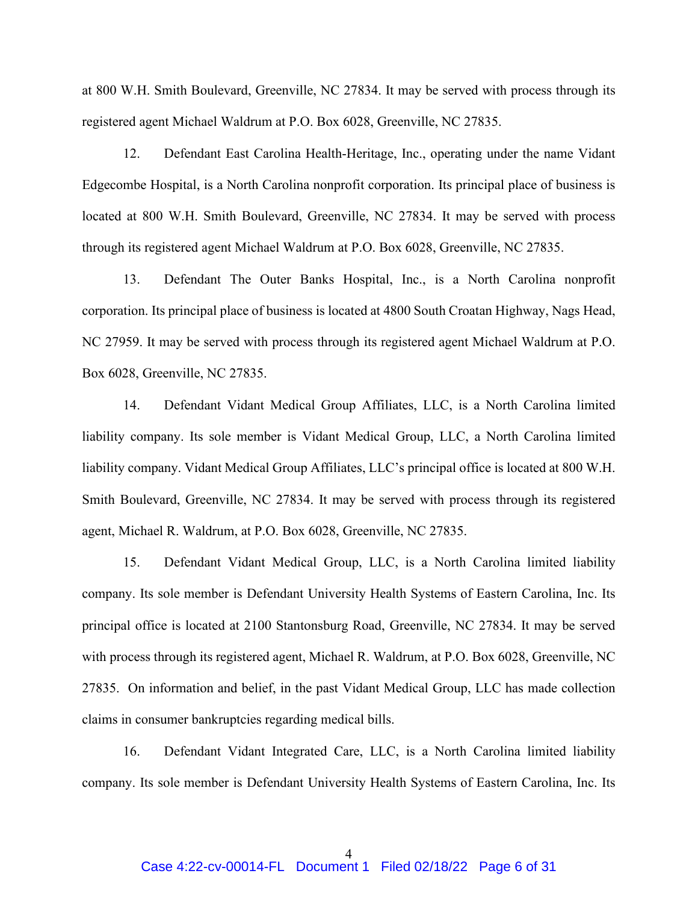at 800 W.H. Smith Boulevard, Greenville, NC 27834. It may be served with process through its registered agent Michael Waldrum at P.O. Box 6028, Greenville, NC 27835.

12. Defendant East Carolina Health-Heritage, Inc., operating under the name Vidant Edgecombe Hospital, is a North Carolina nonprofit corporation. Its principal place of business is located at 800 W.H. Smith Boulevard, Greenville, NC 27834. It may be served with process through its registered agent Michael Waldrum at P.O. Box 6028, Greenville, NC 27835.

13. Defendant The Outer Banks Hospital, Inc., is a North Carolina nonprofit corporation. Its principal place of business is located at 4800 South Croatan Highway, Nags Head, NC 27959. It may be served with process through its registered agent Michael Waldrum at P.O. Box 6028, Greenville, NC 27835.

14. Defendant Vidant Medical Group Affiliates, LLC, is a North Carolina limited liability company. Its sole member is Vidant Medical Group, LLC, a North Carolina limited liability company. Vidant Medical Group Affiliates, LLC's principal office is located at 800 W.H. Smith Boulevard, Greenville, NC 27834. It may be served with process through its registered agent, Michael R. Waldrum, at P.O. Box 6028, Greenville, NC 27835.

15. Defendant Vidant Medical Group, LLC, is a North Carolina limited liability company. Its sole member is Defendant University Health Systems of Eastern Carolina, Inc. Its principal office is located at 2100 Stantonsburg Road, Greenville, NC 27834. It may be served with process through its registered agent, Michael R. Waldrum, at P.O. Box 6028, Greenville, NC 27835. On information and belief, in the past Vidant Medical Group, LLC has made collection claims in consumer bankruptcies regarding medical bills.

16. Defendant Vidant Integrated Care, LLC, is a North Carolina limited liability company. Its sole member is Defendant University Health Systems of Eastern Carolina, Inc. Its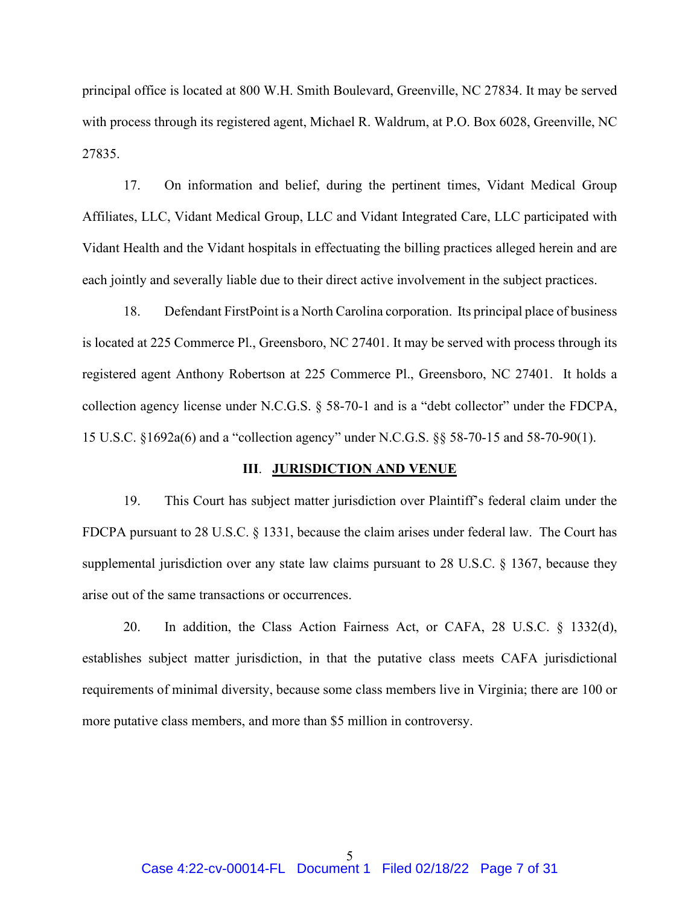principal office is located at 800 W.H. Smith Boulevard, Greenville, NC 27834. It may be served with process through its registered agent, Michael R. Waldrum, at P.O. Box 6028, Greenville, NC 27835.

17. On information and belief, during the pertinent times, Vidant Medical Group Affiliates, LLC, Vidant Medical Group, LLC and Vidant Integrated Care, LLC participated with Vidant Health and the Vidant hospitals in effectuating the billing practices alleged herein and are each jointly and severally liable due to their direct active involvement in the subject practices.

18. Defendant FirstPoint is a North Carolina corporation. Its principal place of business is located at 225 Commerce Pl., Greensboro, NC 27401. It may be served with process through its registered agent Anthony Robertson at 225 Commerce Pl., Greensboro, NC 27401. It holds a collection agency license under N.C.G.S. § 58-70-1 and is a "debt collector" under the FDCPA, 15 U.S.C. §1692a(6) and a "collection agency" under N.C.G.S. §§ 58-70-15 and 58-70-90(1).

## III. **JURISDICTION AND VENUE**

19. This Court has subject matter jurisdiction over Plaintiff's federal claim under the FDCPA pursuant to 28 U.S.C. § 1331, because the claim arises under federal law. The Court has supplemental jurisdiction over any state law claims pursuant to 28 U.S.C. § 1367, because they arise out of the same transactions or occurrences.

20. In addition, the Class Action Fairness Act, or CAFA, 28 U.S.C. § 1332(d), establishes subject matter jurisdiction, in that the putative class meets CAFA jurisdictional requirements of minimal diversity, because some class members live in Virginia; there are 100 or more putative class members, and more than $5 million in controversy.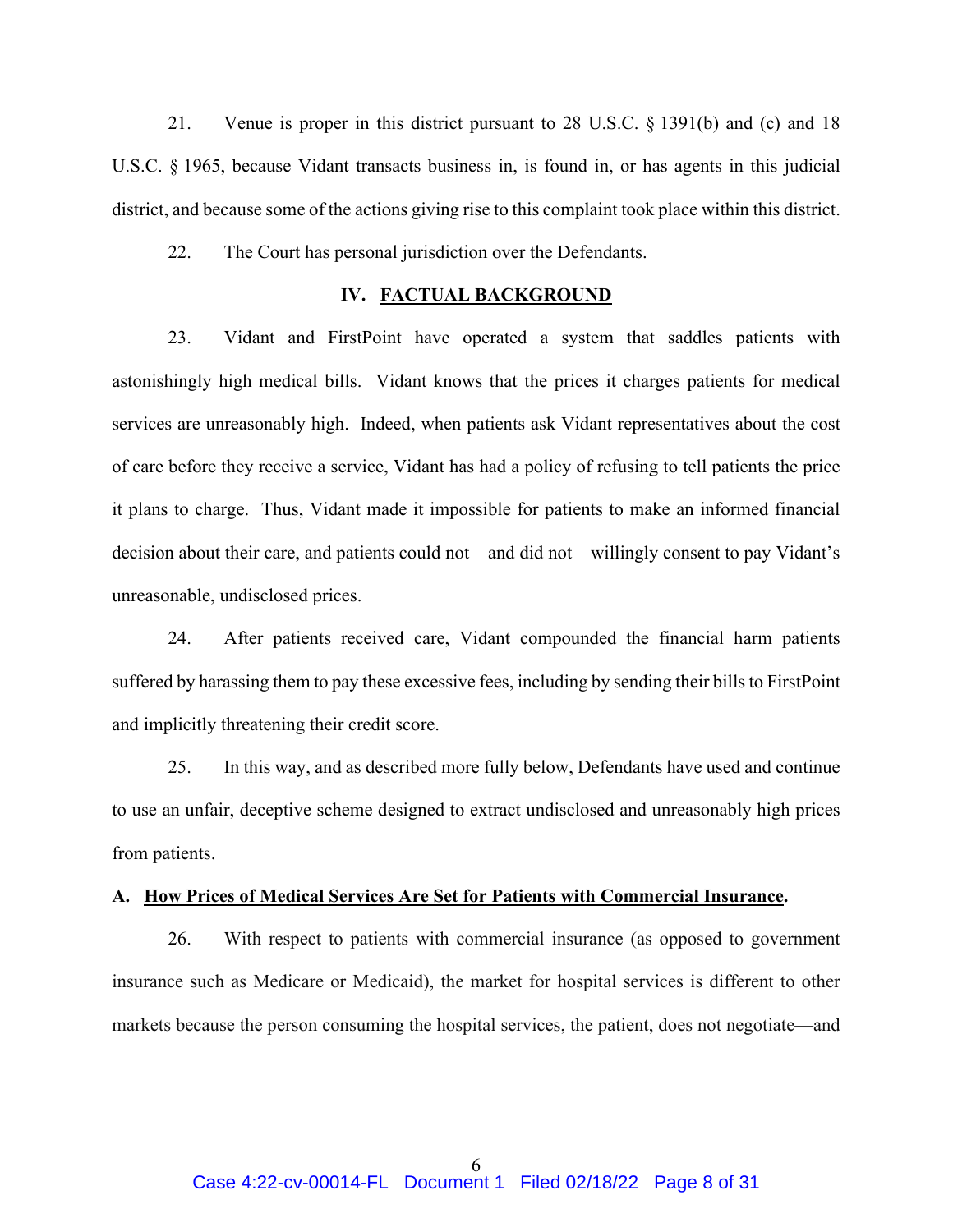21. Venue is proper in this district pursuant to 28 U.S.C. § 1391(b) and (c) and 18 U.S.C. § 1965, because Vidant transacts business in, is found in, or has agents in this judicial district, and because some of the actions giving rise to this complaint took place within this district.

22. The Court has personal jurisdiction over the Defendants.

## IV. FACTUAL BACKGROUND

23. Vidant and FirstPoint have operated a system that saddles patients with astonishingly high medical bills. Vidant knows that the prices it charges patients for medical services are unreasonably high. Indeed, when patients ask Vidant representatives about the cost of care before they receive a service, Vidant has had a policy of refusing to tell patients the price it plans to charge. Thus, Vidant made it impossible for patients to make an informed financial decision about their care, and patients could not—and did not—willingly consent to pay Vidant's unreasonable, undisclosed prices.

24. After patients received care, Vidant compounded the financial harm patients suffered by harassing them to pay these excessive fees, including by sending their bills to FirstPoint and implicitly threatening their credit score.

25. In this way, and as described more fully below, Defendants have used and continue to use an unfair, deceptive scheme designed to extract undisclosed and unreasonably high prices from patients.

### A. How Prices of Medical Services Are Set for Patients with Commercial Insurance.

26. With respect to patients with commercial insurance (as opposed to government insurance such as Medicare or Medicaid), the market for hospital services is different to other markets because the person consuming the hospital services, the patient, does not negotiate—and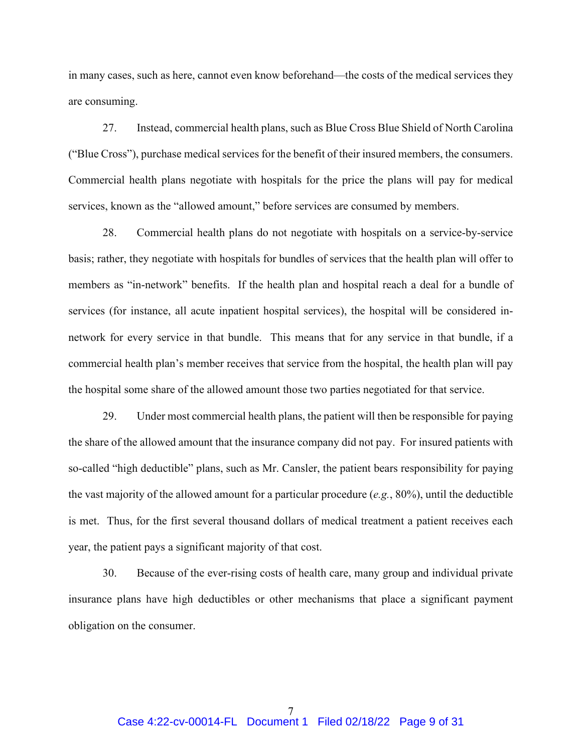in many cases, such as here, cannot even know beforehand—the costs of the medical services they are consuming.

27. Instead, commercial health plans, such as Blue Cross Blue Shield of North Carolina ("Blue Cross"), purchase medical services for the benefit of their insured members, the consumers. Commercial health plans negotiate with hospitals for the price the plans will pay for medical services, known as the "allowed amount," before services are consumed by members.

28. Commercial health plans do not negotiate with hospitals on a service-by-service basis; rather, they negotiate with hospitals for bundles of services that the health plan will offer to members as "in-network" benefits. If the health plan and hospital reach a deal for a bundle of services (for instance, all acute inpatient hospital services), the hospital will be considered in-network for every service in that bundle. This means that for any service in that bundle, if a commercial health plan's member receives that service from the hospital, the health plan will pay the hospital some share of the allowed amount those two parties negotiated for that service.

29. Under most commercial health plans, the patient will then be responsible for paying the share of the allowed amount that the insurance company did not pay. For insured patients with so-called "high deductible" plans, such as Mr. Cansler, the patient bears responsibility for paying the vast majority of the allowed amount for a particular procedure (*e.g.*, 80%), until the deductible is met. Thus, for the first several thousand dollars of medical treatment a patient receives each year, the patient pays a significant majority of that cost.

30. Because of the ever-rising costs of health care, many group and individual private insurance plans have high deductibles or other mechanisms that place a significant payment obligation on the consumer.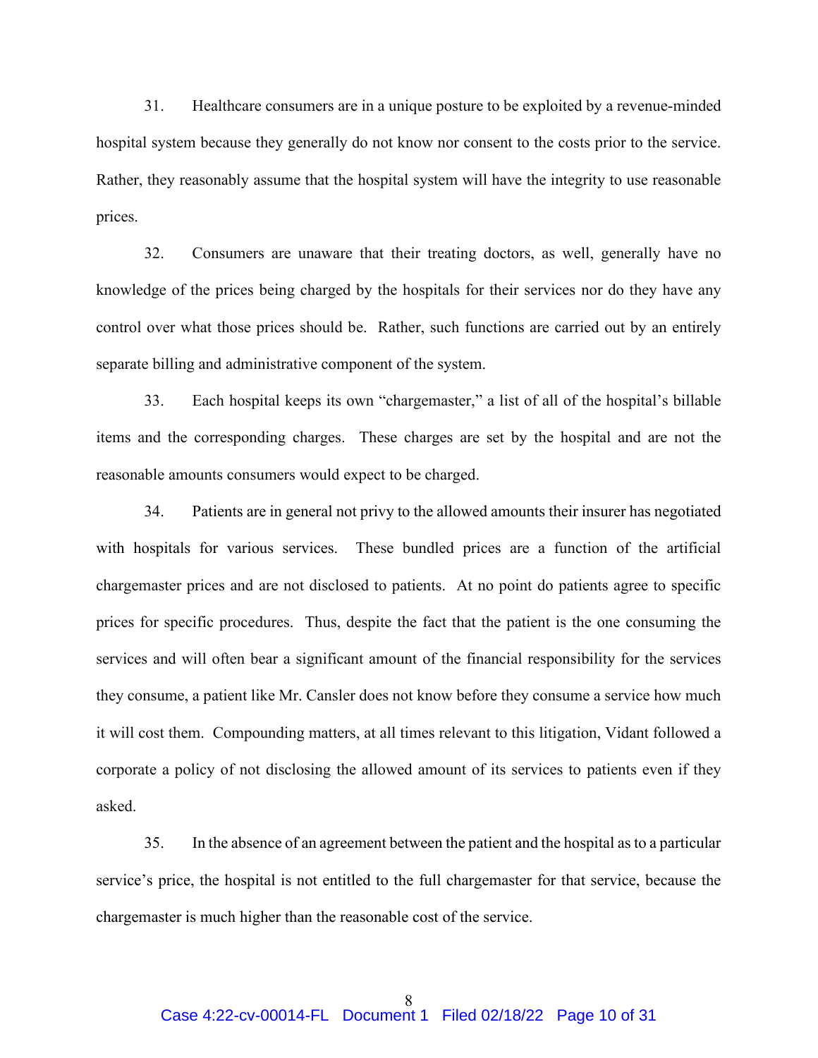31. Healthcare consumers are in a unique posture to be exploited by a revenue-minded hospital system because they generally do not know nor consent to the costs prior to the service. Rather, they reasonably assume that the hospital system will have the integrity to use reasonable prices.

32. Consumers are unaware that their treating doctors, as well, generally have no knowledge of the prices being charged by the hospitals for their services nor do they have any control over what those prices should be. Rather, such functions are carried out by an entirely separate billing and administrative component of the system.

33. Each hospital keeps its own "chargemaster," a list of all of the hospital's billable items and the corresponding charges. These charges are set by the hospital and are not the reasonable amounts consumers would expect to be charged.

34. Patients are in general not privy to the allowed amounts their insurer has negotiated with hospitals for various services. These bundled prices are a function of the artificial chargemaster prices and are not disclosed to patients. At no point do patients agree to specific prices for specific procedures. Thus, despite the fact that the patient is the one consuming the services and will often bear a significant amount of the financial responsibility for the services they consume, a patient like Mr. Cansler does not know before they consume a service how much it will cost them. Compounding matters, at all times relevant to this litigation, Vidant followed a corporate a policy of not disclosing the allowed amount of its services to patients even if they asked.

35. In the absence of an agreement between the patient and the hospital as to a particular service's price, the hospital is not entitled to the full chargemaster for that service, because the chargemaster is much higher than the reasonable cost of the service.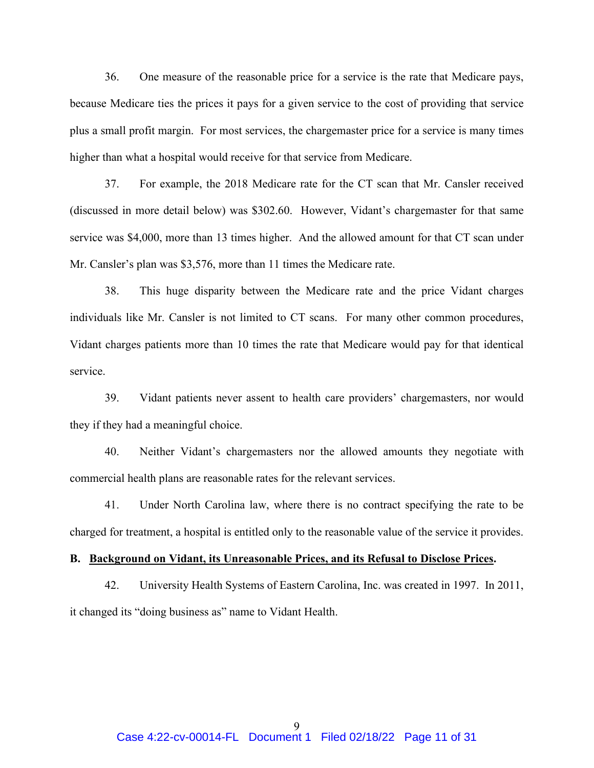36. One measure of the reasonable price for a service is the rate that Medicare pays, because Medicare ties the prices it pays for a given service to the cost of providing that service plus a small profit margin. For most services, the chargemaster price for a service is many times higher than what a hospital would receive for that service from Medicare.

37. For example, the 2018 Medicare rate for the CT scan that Mr. Cansler received (discussed in more detail below) was $302.60. However, Vidant's chargemaster for that same service was $4,000, more than 13 times higher. And the allowed amount for that CT scan under Mr. Cansler's plan was $3,576, more than 11 times the Medicare rate.

38. This huge disparity between the Medicare rate and the price Vidant charges individuals like Mr. Cansler is not limited to CT scans. For many other common procedures, Vidant charges patients more than 10 times the rate that Medicare would pay for that identical service.

39. Vidant patients never assent to health care providers' chargemasters, nor would they if they had a meaningful choice.

40. Neither Vidant's chargemasters nor the allowed amounts they negotiate with commercial health plans are reasonable rates for the relevant services.

41. Under North Carolina law, where there is no contract specifying the rate to be charged for treatment, a hospital is entitled only to the reasonable value of the service it provides.

**B. <u>Background on Vidant, its Unreasonable Prices, and its Refusal to Disclose Prices</u>.**

42. University Health Systems of Eastern Carolina, Inc. was created in 1997. In 2011, it changed its "doing business as" name to Vidant Health.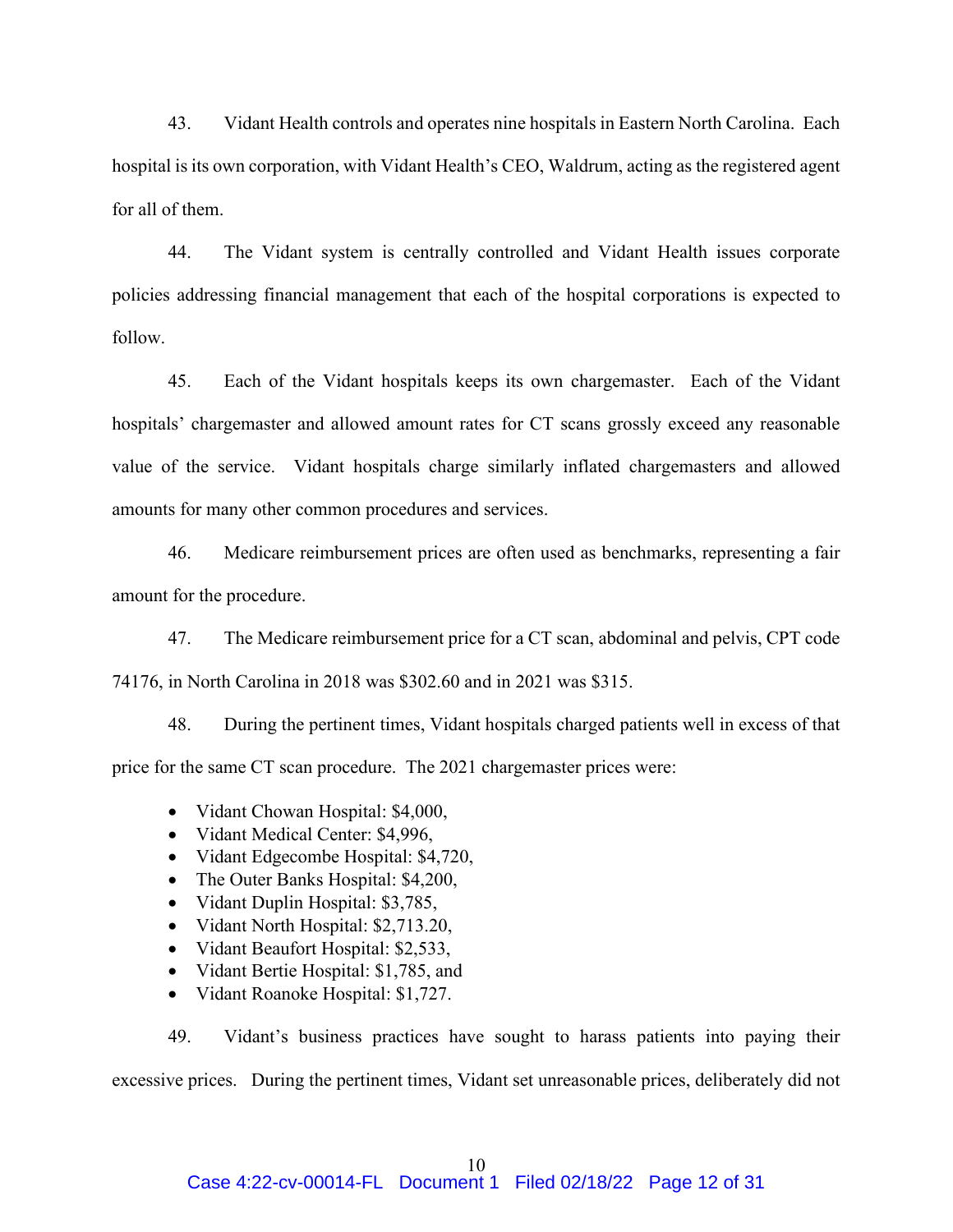43. Vidant Health controls and operates nine hospitals in Eastern North Carolina. Each hospital is its own corporation, with Vidant Health's CEO, Waldrum, acting as the registered agent for all of them.

44. The Vidant system is centrally controlled and Vidant Health issues corporate policies addressing financial management that each of the hospital corporations is expected to follow.

45. Each of the Vidant hospitals keeps its own chargemaster. Each of the Vidant hospitals' chargemaster and allowed amount rates for CT scans grossly exceed any reasonable value of the service. Vidant hospitals charge similarly inflated chargemasters and allowed amounts for many other common procedures and services.

46. Medicare reimbursement prices are often used as benchmarks, representing a fair amount for the procedure.

47. The Medicare reimbursement price for a CT scan, abdominal and pelvis, CPT code 74176, in North Carolina in 2018 was $302.60 and in 2021 was $315.

48. During the pertinent times, Vidant hospitals charged patients well in excess of that price for the same CT scan procedure. The 2021 chargemaster prices were:

- Vidant Chowan Hospital: $4,000,
- Vidant Medical Center: $4,996,
- Vidant Edgecombe Hospital: $4,720,
- The Outer Banks Hospital: $4,200,
- Vidant Duplin Hospital: $3,785,
- Vidant North Hospital: $2,713.20,
- Vidant Beaufort Hospital: $2,533,
- Vidant Bertie Hospital: $1,785, and
- Vidant Roanoke Hospital: $1,727.

49. Vidant's business practices have sought to harass patients into paying their excessive prices. During the pertinent times, Vidant set unreasonable prices, deliberately did not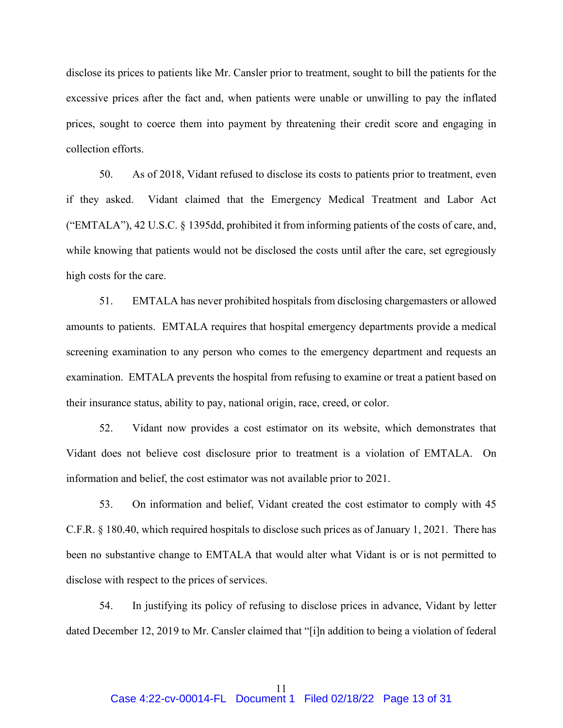disclose its prices to patients like Mr. Cansler prior to treatment, sought to bill the patients for the excessive prices after the fact and, when patients were unable or unwilling to pay the inflated prices, sought to coerce them into payment by threatening their credit score and engaging in collection efforts.

50. As of 2018, Vidant refused to disclose its costs to patients prior to treatment, even if they asked. Vidant claimed that the Emergency Medical Treatment and Labor Act ("EMTALA"), 42 U.S.C. § 1395dd, prohibited it from informing patients of the costs of care, and, while knowing that patients would not be disclosed the costs until after the care, set egregiously high costs for the care.

51. EMTALA has never prohibited hospitals from disclosing chargemasters or allowed amounts to patients. EMTALA requires that hospital emergency departments provide a medical screening examination to any person who comes to the emergency department and requests an examination. EMTALA prevents the hospital from refusing to examine or treat a patient based on their insurance status, ability to pay, national origin, race, creed, or color.

52. Vidant now provides a cost estimator on its website, which demonstrates that Vidant does not believe cost disclosure prior to treatment is a violation of EMTALA. On information and belief, the cost estimator was not available prior to 2021.

53. On information and belief, Vidant created the cost estimator to comply with 45 C.F.R. § 180.40, which required hospitals to disclose such prices as of January 1, 2021. There has been no substantive change to EMTALA that would alter what Vidant is or is not permitted to disclose with respect to the prices of services.

54. In justifying its policy of refusing to disclose prices in advance, Vidant by letter dated December 12, 2019 to Mr. Cansler claimed that "[i]n addition to being a violation of federal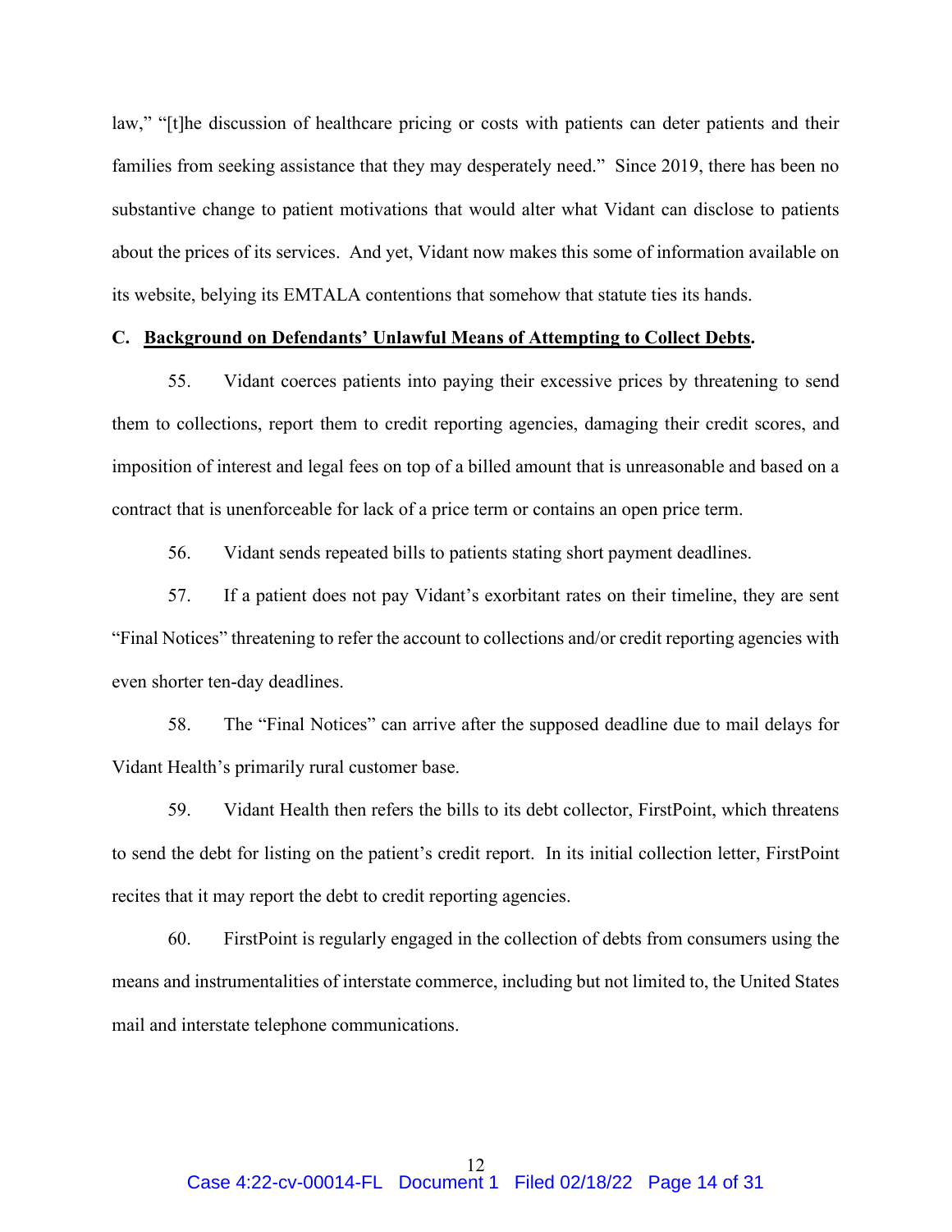law," "[t]he discussion of healthcare pricing or costs with patients can deter patients and their families from seeking assistance that they may desperately need." Since 2019, there has been no substantive change to patient motivations that would alter what Vidant can disclose to patients about the prices of its services. And yet, Vidant now makes this some of information available on its website, belying its EMTALA contentions that somehow that statute ties its hands.

**C. <u>Background on Defendants' Unlawful Means of Attempting to Collect Debts</u>.**

55. Vidant coerces patients into paying their excessive prices by threatening to send them to collections, report them to credit reporting agencies, damaging their credit scores, and imposition of interest and legal fees on top of a billed amount that is unreasonable and based on a contract that is unenforceable for lack of a price term or contains an open price term.

56. Vidant sends repeated bills to patients stating short payment deadlines.

57. If a patient does not pay Vidant's exorbitant rates on their timeline, they are sent "Final Notices" threatening to refer the account to collections and/or credit reporting agencies with even shorter ten-day deadlines.

58. The "Final Notices" can arrive after the supposed deadline due to mail delays for Vidant Health's primarily rural customer base.

59. Vidant Health then refers the bills to its debt collector, FirstPoint, which threatens to send the debt for listing on the patient's credit report. In its initial collection letter, FirstPoint recites that it may report the debt to credit reporting agencies.

60. FirstPoint is regularly engaged in the collection of debts from consumers using the means and instrumentalities of interstate commerce, including but not limited to, the United States mail and interstate telephone communications.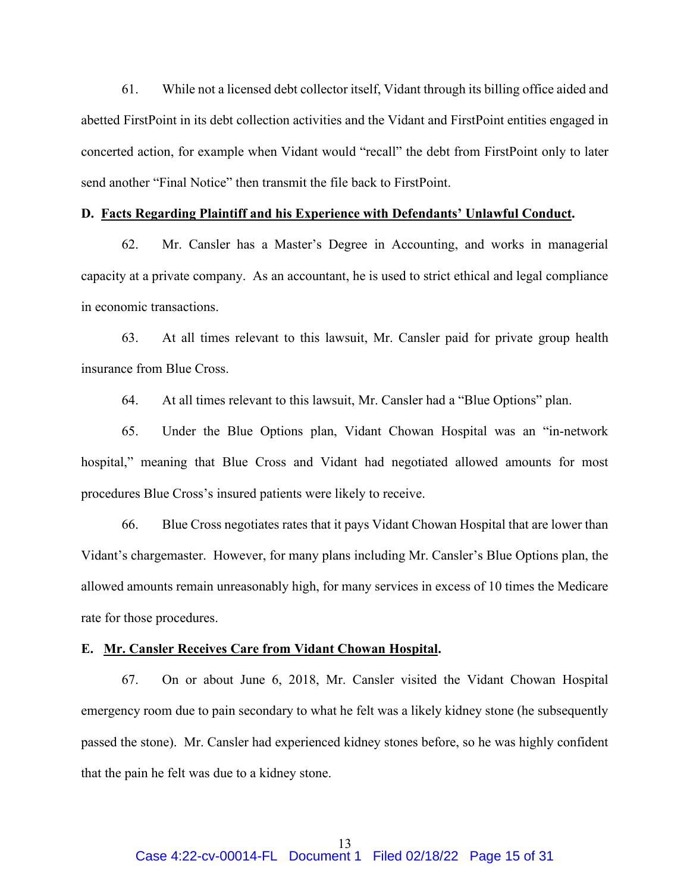61. While not a licensed debt collector itself, Vidant through its billing office aided and abetted FirstPoint in its debt collection activities and the Vidant and FirstPoint entities engaged in concerted action, for example when Vidant would "recall" the debt from FirstPoint only to later send another "Final Notice" then transmit the file back to FirstPoint.

**D. <u>Facts Regarding Plaintiff and his Experience with Defendants' Unlawful Conduct</u>.**

62. Mr. Cansler has a Master's Degree in Accounting, and works in managerial capacity at a private company. As an accountant, he is used to strict ethical and legal compliance in economic transactions.

63. At all times relevant to this lawsuit, Mr. Cansler paid for private group health insurance from Blue Cross.

64. At all times relevant to this lawsuit, Mr. Cansler had a "Blue Options" plan.

65. Under the Blue Options plan, Vidant Chowan Hospital was an "in-network hospital," meaning that Blue Cross and Vidant had negotiated allowed amounts for most procedures Blue Cross's insured patients were likely to receive.

66. Blue Cross negotiates rates that it pays Vidant Chowan Hospital that are lower than Vidant's chargemaster. However, for many plans including Mr. Cansler's Blue Options plan, the allowed amounts remain unreasonably high, for many services in excess of 10 times the Medicare rate for those procedures.

**E. <u>Mr. Cansler Receives Care from Vidant Chowan Hospital</u>.**

67. On or about June 6, 2018, Mr. Cansler visited the Vidant Chowan Hospital emergency room due to pain secondary to what he felt was a likely kidney stone (he subsequently passed the stone). Mr. Cansler had experienced kidney stones before, so he was highly confident that the pain he felt was due to a kidney stone.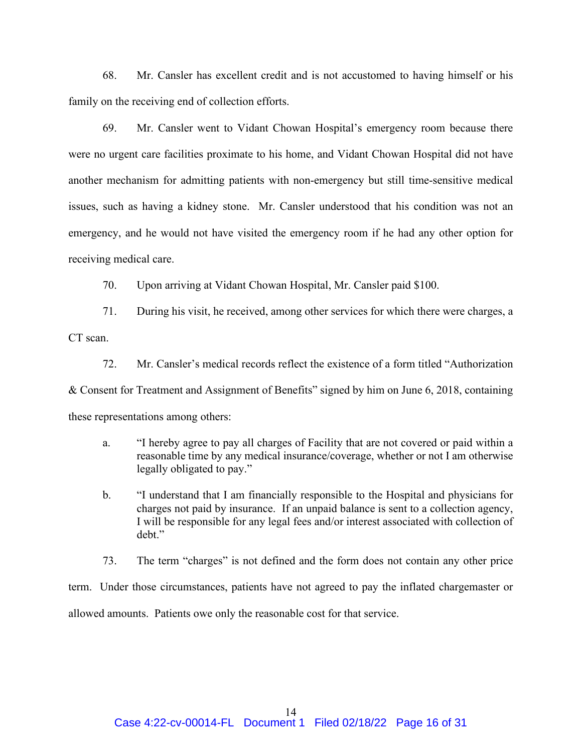68. Mr. Cansler has excellent credit and is not accustomed to having himself or his family on the receiving end of collection efforts.

69. Mr. Cansler went to Vidant Chowan Hospital's emergency room because there were no urgent care facilities proximate to his home, and Vidant Chowan Hospital did not have another mechanism for admitting patients with non-emergency but still time-sensitive medical issues, such as having a kidney stone. Mr. Cansler understood that his condition was not an emergency, and he would not have visited the emergency room if he had any other option for receiving medical care.

70. Upon arriving at Vidant Chowan Hospital, Mr. Cansler paid $100.

71. During his visit, he received, among other services for which there were charges, a CT scan.

72. Mr. Cansler's medical records reflect the existence of a form titled "Authorization & Consent for Treatment and Assignment of Benefits" signed by him on June 6, 2018, containing these representations among others:

> a. "I hereby agree to pay all charges of Facility that are not covered or paid within a reasonable time by any medical insurance/coverage, whether or not I am otherwise legally obligated to pay."
>
> b. "I understand that I am financially responsible to the Hospital and physicians for charges not paid by insurance. If an unpaid balance is sent to a collection agency, I will be responsible for any legal fees and/or interest associated with collection of debt."

73. The term "charges" is not defined and the form does not contain any other price term. Under those circumstances, patients have not agreed to pay the inflated chargemaster or allowed amounts. Patients owe only the reasonable cost for that service.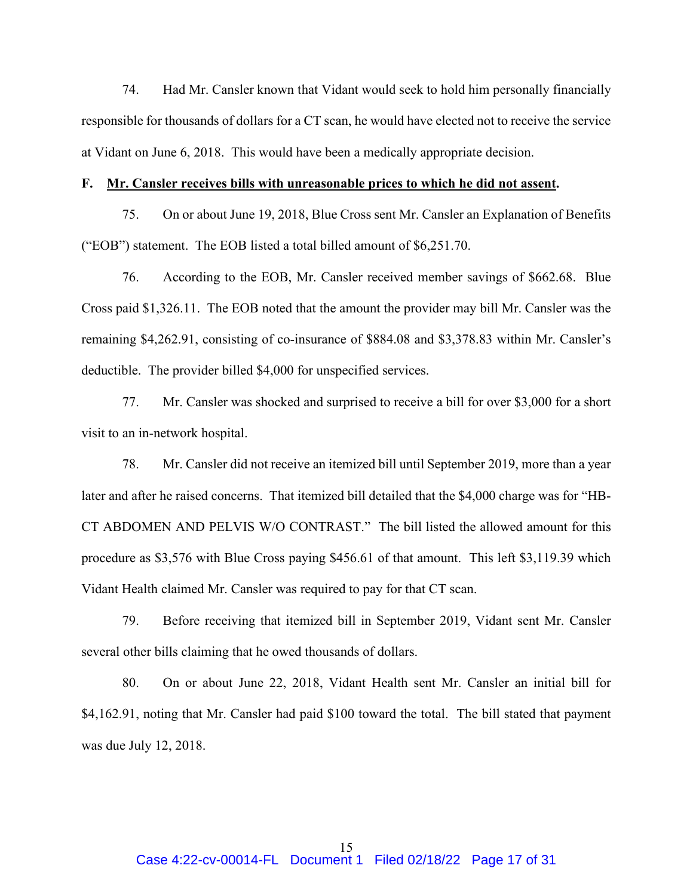74. Had Mr. Cansler known that Vidant would seek to hold him personally financially responsible for thousands of dollars for a CT scan, he would have elected not to receive the service at Vidant on June 6, 2018. This would have been a medically appropriate decision.

**F. <u>Mr. Cansler receives bills with unreasonable prices to which he did not assent</u>.**

75. On or about June 19, 2018, Blue Cross sent Mr. Cansler an Explanation of Benefits ("EOB") statement. The EOB listed a total billed amount of $6,251.70.

76. According to the EOB, Mr. Cansler received member savings of $662.68. Blue Cross paid $1,326.11. The EOB noted that the amount the provider may bill Mr. Cansler was the remaining $4,262.91, consisting of co-insurance of $884.08 and $3,378.83 within Mr. Cansler's deductible. The provider billed $4,000 for unspecified services.

77. Mr. Cansler was shocked and surprised to receive a bill for over $3,000 for a short visit to an in-network hospital.

78. Mr. Cansler did not receive an itemized bill until September 2019, more than a year later and after he raised concerns. That itemized bill detailed that the $4,000 charge was for "HB-CT ABDOMEN AND PELVIS W/O CONTRAST." The bill listed the allowed amount for this procedure as $3,576 with Blue Cross paying $456.61 of that amount. This left $3,119.39 which Vidant Health claimed Mr. Cansler was required to pay for that CT scan.

79. Before receiving that itemized bill in September 2019, Vidant sent Mr. Cansler several other bills claiming that he owed thousands of dollars.

80. On or about June 22, 2018, Vidant Health sent Mr. Cansler an initial bill for $4,162.91, noting that Mr. Cansler had paid $100 toward the total. The bill stated that payment was due July 12, 2018.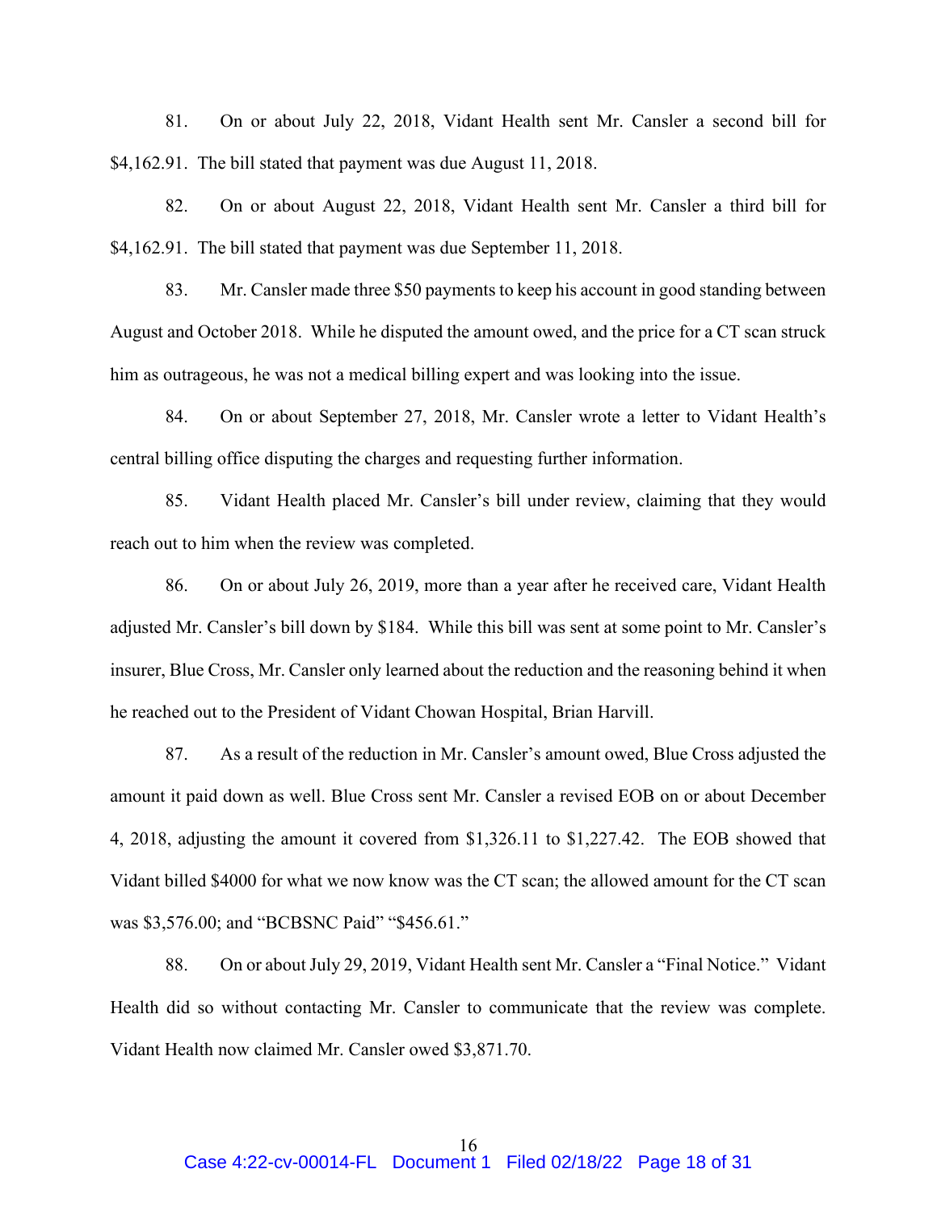81. On or about July 22, 2018, Vidant Health sent Mr. Cansler a second bill for $4,162.91. The bill stated that payment was due August 11, 2018.

82. On or about August 22, 2018, Vidant Health sent Mr. Cansler a third bill for $4,162.91. The bill stated that payment was due September 11, 2018.

83. Mr. Cansler made three $50 payments to keep his account in good standing between August and October 2018. While he disputed the amount owed, and the price for a CT scan struck him as outrageous, he was not a medical billing expert and was looking into the issue.

84. On or about September 27, 2018, Mr. Cansler wrote a letter to Vidant Health's central billing office disputing the charges and requesting further information.

85. Vidant Health placed Mr. Cansler's bill under review, claiming that they would reach out to him when the review was completed.

86. On or about July 26, 2019, more than a year after he received care, Vidant Health adjusted Mr. Cansler's bill down by $184. While this bill was sent at some point to Mr. Cansler's insurer, Blue Cross, Mr. Cansler only learned about the reduction and the reasoning behind it when he reached out to the President of Vidant Chowan Hospital, Brian Harvill.

87. As a result of the reduction in Mr. Cansler's amount owed, Blue Cross adjusted the amount it paid down as well. Blue Cross sent Mr. Cansler a revised EOB on or about December 4, 2018, adjusting the amount it covered from $1,326.11 to $1,227.42. The EOB showed that Vidant billed $4000 for what we now know was the CT scan; the allowed amount for the CT scan was $3,576.00; and "BCBSNC Paid" "$456.61."

88. On or about July 29, 2019, Vidant Health sent Mr. Cansler a "Final Notice." Vidant Health did so without contacting Mr. Cansler to communicate that the review was complete. Vidant Health now claimed Mr. Cansler owed $3,871.70.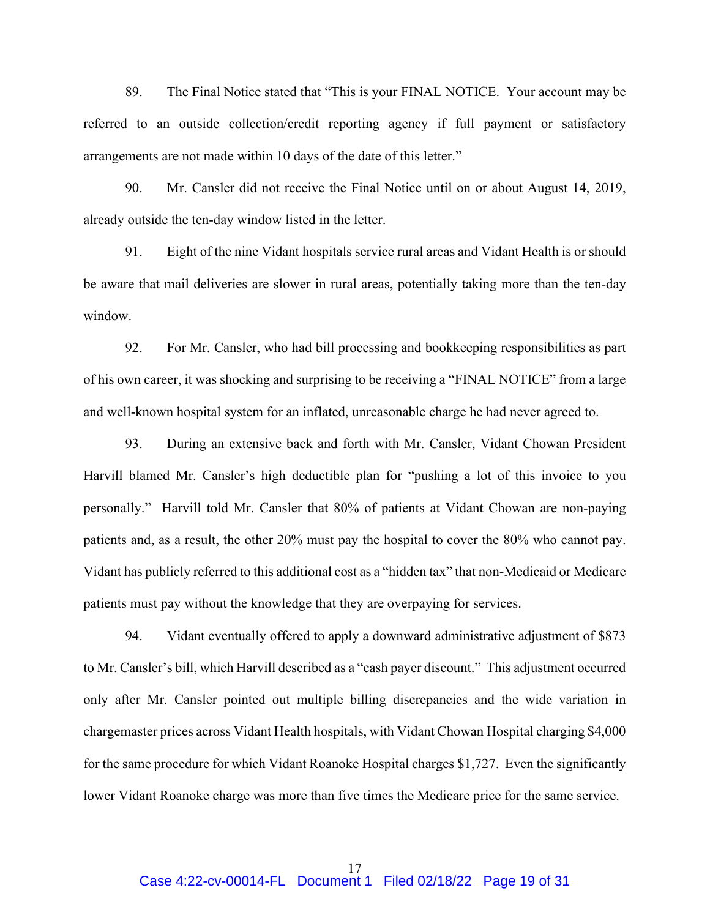89. The Final Notice stated that "This is your FINAL NOTICE. Your account may be referred to an outside collection/credit reporting agency if full payment or satisfactory arrangements are not made within 10 days of the date of this letter."

90. Mr. Cansler did not receive the Final Notice until on or about August 14, 2019, already outside the ten-day window listed in the letter.

91. Eight of the nine Vidant hospitals service rural areas and Vidant Health is or should be aware that mail deliveries are slower in rural areas, potentially taking more than the ten-day window.

92. For Mr. Cansler, who had bill processing and bookkeeping responsibilities as part of his own career, it was shocking and surprising to be receiving a "FINAL NOTICE" from a large and well-known hospital system for an inflated, unreasonable charge he had never agreed to.

93. During an extensive back and forth with Mr. Cansler, Vidant Chowan President Harvill blamed Mr. Cansler's high deductible plan for "pushing a lot of this invoice to you personally." Harvill told Mr. Cansler that 80% of patients at Vidant Chowan are non-paying patients and, as a result, the other 20% must pay the hospital to cover the 80% who cannot pay. Vidant has publicly referred to this additional cost as a "hidden tax" that non-Medicaid or Medicare patients must pay without the knowledge that they are overpaying for services.

94. Vidant eventually offered to apply a downward administrative adjustment of $873 to Mr. Cansler's bill, which Harvill described as a "cash payer discount." This adjustment occurred only after Mr. Cansler pointed out multiple billing discrepancies and the wide variation in chargemaster prices across Vidant Health hospitals, with Vidant Chowan Hospital charging $4,000 for the same procedure for which Vidant Roanoke Hospital charges $1,727. Even the significantly lower Vidant Roanoke charge was more than five times the Medicare price for the same service.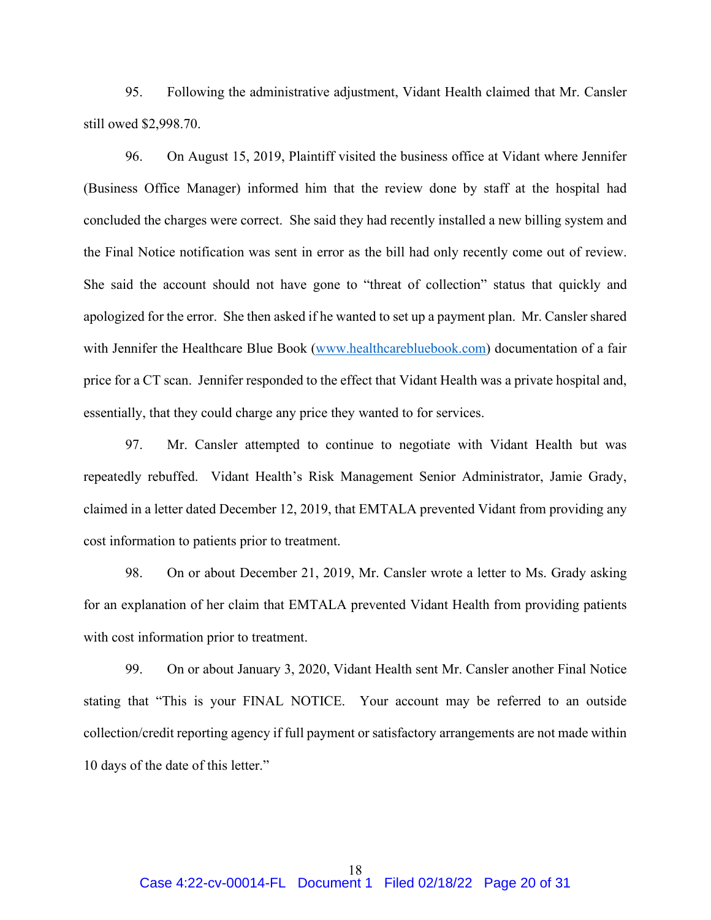95. Following the administrative adjustment, Vidant Health claimed that Mr. Cansler still owed $2,998.70.

96. On August 15, 2019, Plaintiff visited the business office at Vidant where Jennifer (Business Office Manager) informed him that the review done by staff at the hospital had concluded the charges were correct. She said they had recently installed a new billing system and the Final Notice notification was sent in error as the bill had only recently come out of review. She said the account should not have gone to "threat of collection" status that quickly and apologized for the error. She then asked if he wanted to set up a payment plan. Mr. Cansler shared with Jennifer the Healthcare Blue Book ([www.healthcarebluebook.com](http://www.healthcarebluebook.com)) documentation of a fair price for a CT scan. Jennifer responded to the effect that Vidant Health was a private hospital and, essentially, that they could charge any price they wanted to for services.

97. Mr. Cansler attempted to continue to negotiate with Vidant Health but was repeatedly rebuffed. Vidant Health's Risk Management Senior Administrator, Jamie Grady, claimed in a letter dated December 12, 2019, that EMTALA prevented Vidant from providing any cost information to patients prior to treatment.

98. On or about December 21, 2019, Mr. Cansler wrote a letter to Ms. Grady asking for an explanation of her claim that EMTALA prevented Vidant Health from providing patients with cost information prior to treatment.

99. On or about January 3, 2020, Vidant Health sent Mr. Cansler another Final Notice stating that "This is your FINAL NOTICE. Your account may be referred to an outside collection/credit reporting agency if full payment or satisfactory arrangements are not made within 10 days of the date of this letter."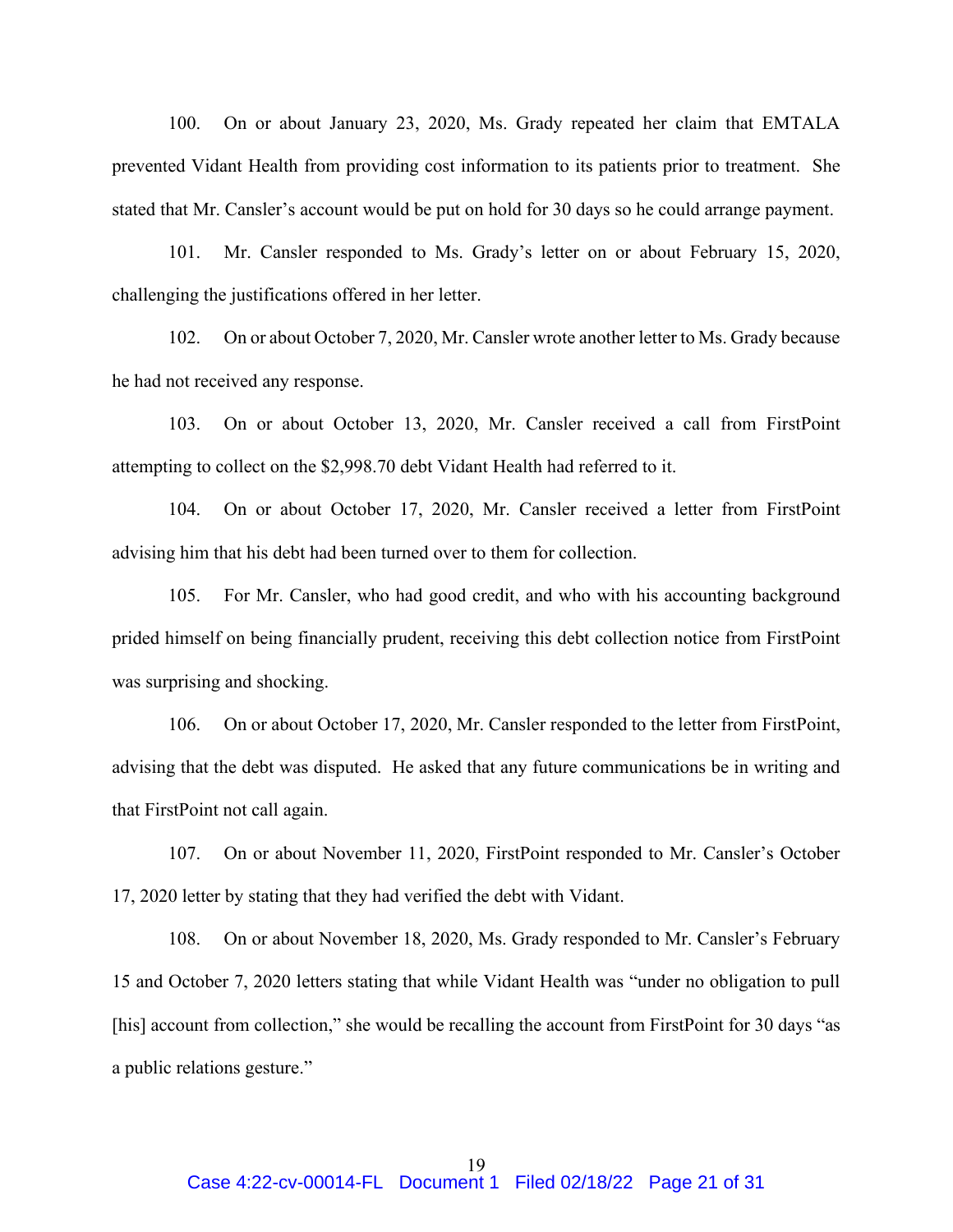100. On or about January 23, 2020, Ms. Grady repeated her claim that EMTALA prevented Vidant Health from providing cost information to its patients prior to treatment. She stated that Mr. Cansler's account would be put on hold for 30 days so he could arrange payment.

101. Mr. Cansler responded to Ms. Grady's letter on or about February 15, 2020, challenging the justifications offered in her letter.

102. On or about October 7, 2020, Mr. Cansler wrote another letter to Ms. Grady because he had not received any response.

103. On or about October 13, 2020, Mr. Cansler received a call from FirstPoint attempting to collect on the $2,998.70 debt Vidant Health had referred to it.

104. On or about October 17, 2020, Mr. Cansler received a letter from FirstPoint advising him that his debt had been turned over to them for collection.

105. For Mr. Cansler, who had good credit, and who with his accounting background prided himself on being financially prudent, receiving this debt collection notice from FirstPoint was surprising and shocking.

106. On or about October 17, 2020, Mr. Cansler responded to the letter from FirstPoint, advising that the debt was disputed. He asked that any future communications be in writing and that FirstPoint not call again.

107. On or about November 11, 2020, FirstPoint responded to Mr. Cansler's October 17, 2020 letter by stating that they had verified the debt with Vidant.

108. On or about November 18, 2020, Ms. Grady responded to Mr. Cansler's February 15 and October 7, 2020 letters stating that while Vidant Health was "under no obligation to pull [his] account from collection," she would be recalling the account from FirstPoint for 30 days "as a public relations gesture."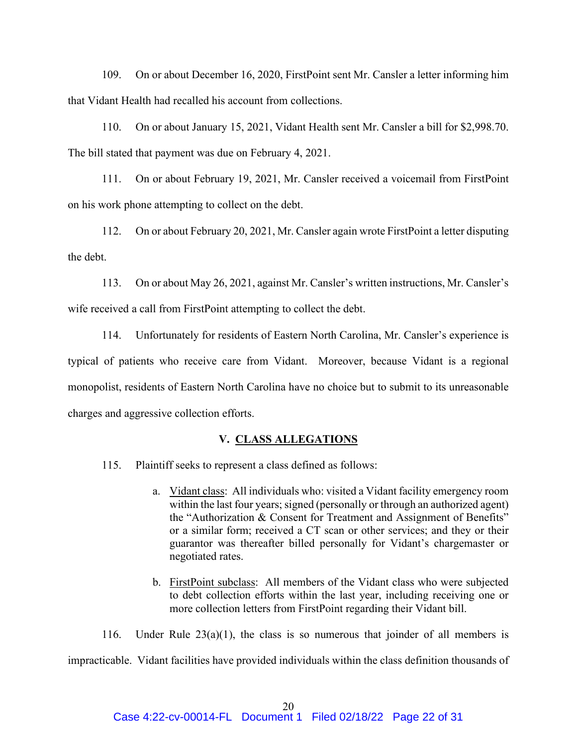109. On or about December 16, 2020, FirstPoint sent Mr. Cansler a letter informing him that Vidant Health had recalled his account from collections.

110. On or about January 15, 2021, Vidant Health sent Mr. Cansler a bill for $2,998.70. The bill stated that payment was due on February 4, 2021.

111. On or about February 19, 2021, Mr. Cansler received a voicemail from FirstPoint on his work phone attempting to collect on the debt.

112. On or about February 20, 2021, Mr. Cansler again wrote FirstPoint a letter disputing the debt.

113. On or about May 26, 2021, against Mr. Cansler's written instructions, Mr. Cansler's wife received a call from FirstPoint attempting to collect the debt.

114. Unfortunately for residents of Eastern North Carolina, Mr. Cansler's experience is typical of patients who receive care from Vidant. Moreover, because Vidant is a regional monopolist, residents of Eastern North Carolina have no choice but to submit to its unreasonable charges and aggressive collection efforts.

## V. <u>CLASS ALLEGATIONS</u>

115. Plaintiff seeks to represent a class defined as follows:

> a. <u>Vidant class</u>: All individuals who: visited a Vidant facility emergency room within the last four years; signed (personally or through an authorized agent) the "Authorization & Consent for Treatment and Assignment of Benefits" or a similar form; received a CT scan or other services; and they or their guarantor was thereafter billed personally for Vidant's chargemaster or negotiated rates.
>
> b. <u>FirstPoint subclass</u>: All members of the Vidant class who were subjected to debt collection efforts within the last year, including receiving one or more collection letters from FirstPoint regarding their Vidant bill.

116. Under Rule 23(a)(1), the class is so numerous that joinder of all members is impracticable. Vidant facilities have provided individuals within the class definition thousands of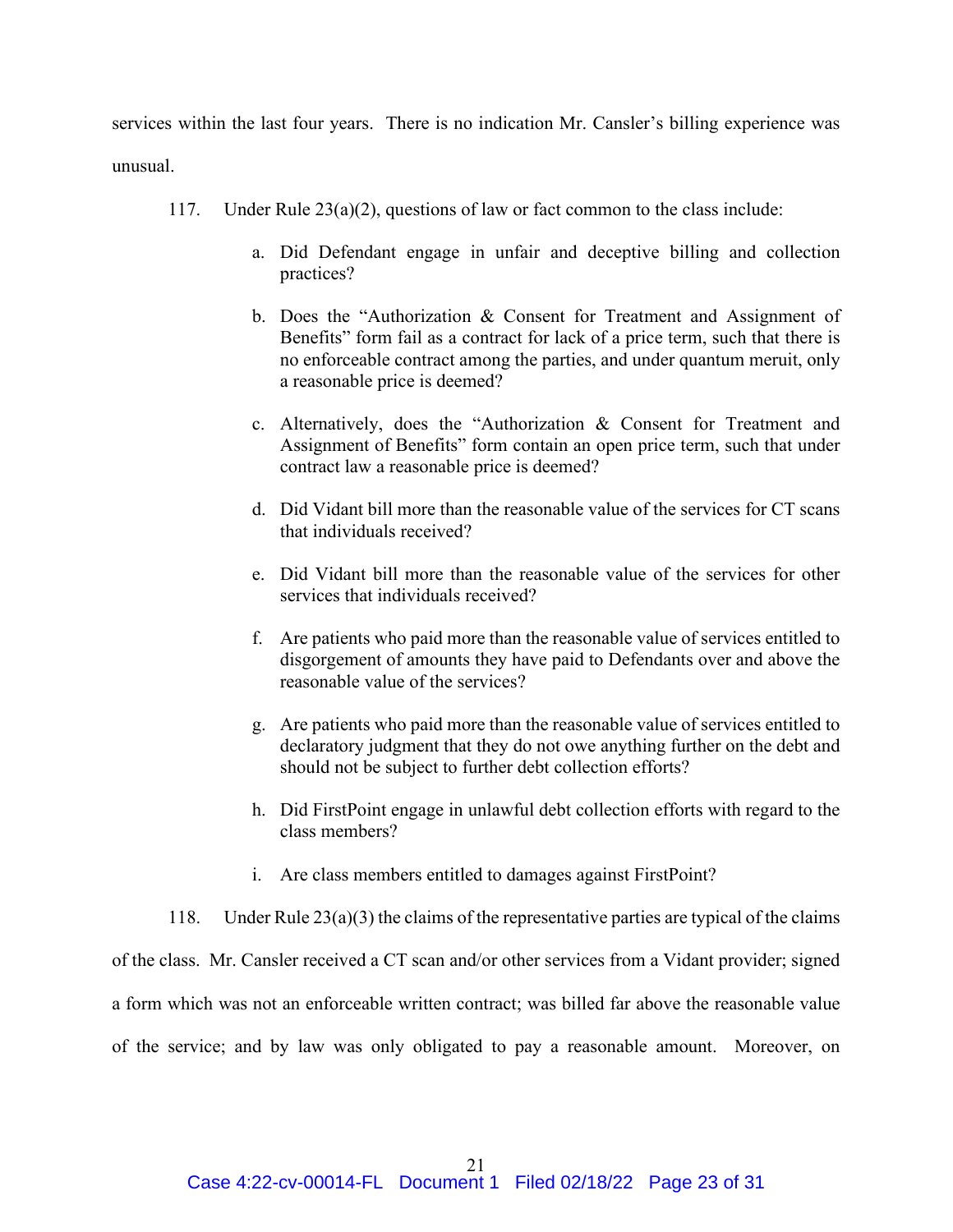services within the last four years. There is no indication Mr. Cansler's billing experience was unusual.

117. Under Rule 23(a)(2), questions of law or fact common to the class include:

a. Did Defendant engage in unfair and deceptive billing and collection practices?

b. Does the "Authorization & Consent for Treatment and Assignment of Benefits" form fail as a contract for lack of a price term, such that there is no enforceable contract among the parties, and under quantum meruit, only a reasonable price is deemed?

c. Alternatively, does the "Authorization & Consent for Treatment and Assignment of Benefits" form contain an open price term, such that under contract law a reasonable price is deemed?

d. Did Vidant bill more than the reasonable value of the services for CT scans that individuals received?

e. Did Vidant bill more than the reasonable value of the services for other services that individuals received?

f. Are patients who paid more than the reasonable value of services entitled to disgorgement of amounts they have paid to Defendants over and above the reasonable value of the services?

g. Are patients who paid more than the reasonable value of services entitled to declaratory judgment that they do not owe anything further on the debt and should not be subject to further debt collection efforts?

h. Did FirstPoint engage in unlawful debt collection efforts with regard to the class members?

i. Are class members entitled to damages against FirstPoint?

118. Under Rule 23(a)(3) the claims of the representative parties are typical of the claims of the class. Mr. Cansler received a CT scan and/or other services from a Vidant provider; signed a form which was not an enforceable written contract; was billed far above the reasonable value of the service; and by law was only obligated to pay a reasonable amount. Moreover, on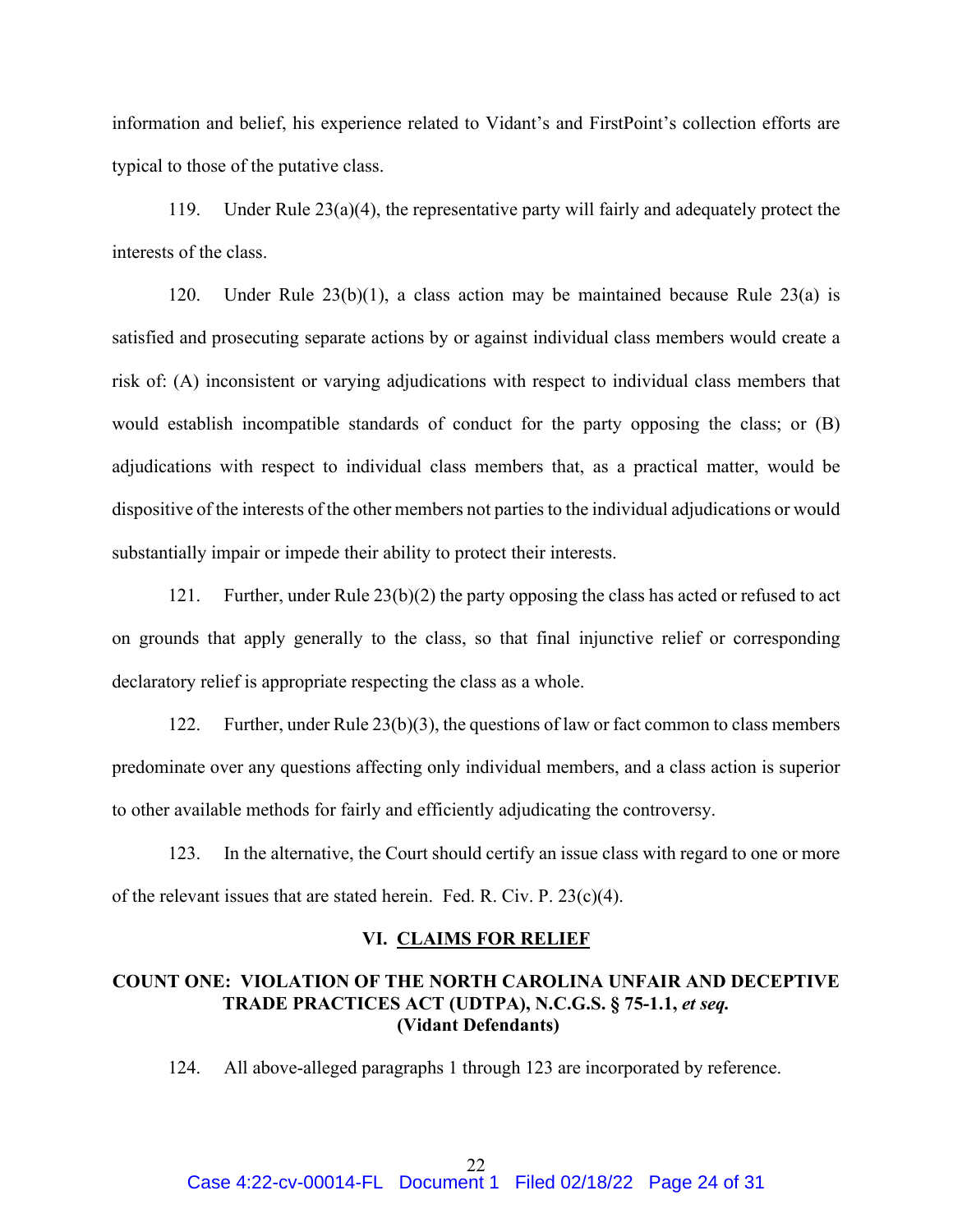information and belief, his experience related to Vidant's and FirstPoint's collection efforts are typical to those of the putative class.

119. Under Rule 23(a)(4), the representative party will fairly and adequately protect the interests of the class.

120. Under Rule 23(b)(1), a class action may be maintained because Rule 23(a) is satisfied and prosecuting separate actions by or against individual class members would create a risk of: (A) inconsistent or varying adjudications with respect to individual class members that would establish incompatible standards of conduct for the party opposing the class; or (B) adjudications with respect to individual class members that, as a practical matter, would be dispositive of the interests of the other members not parties to the individual adjudications or would substantially impair or impede their ability to protect their interests.

121. Further, under Rule 23(b)(2) the party opposing the class has acted or refused to act on grounds that apply generally to the class, so that final injunctive relief or corresponding declaratory relief is appropriate respecting the class as a whole.

122. Further, under Rule 23(b)(3), the questions of law or fact common to class members predominate over any questions affecting only individual members, and a class action is superior to other available methods for fairly and efficiently adjudicating the controversy.

123. In the alternative, the Court should certify an issue class with regard to one or more of the relevant issues that are stated herein. Fed. R. Civ. P. 23(c)(4).

## VI. CLAIMS FOR RELIEF

### COUNT ONE: VIOLATION OF THE NORTH CAROLINA UNFAIR AND DECEPTIVE TRADE PRACTICES ACT (UDTPA), N.C.G.S. § 75-1.1, *et seq.* (Vidant Defendants)

124. All above-alleged paragraphs 1 through 123 are incorporated by reference.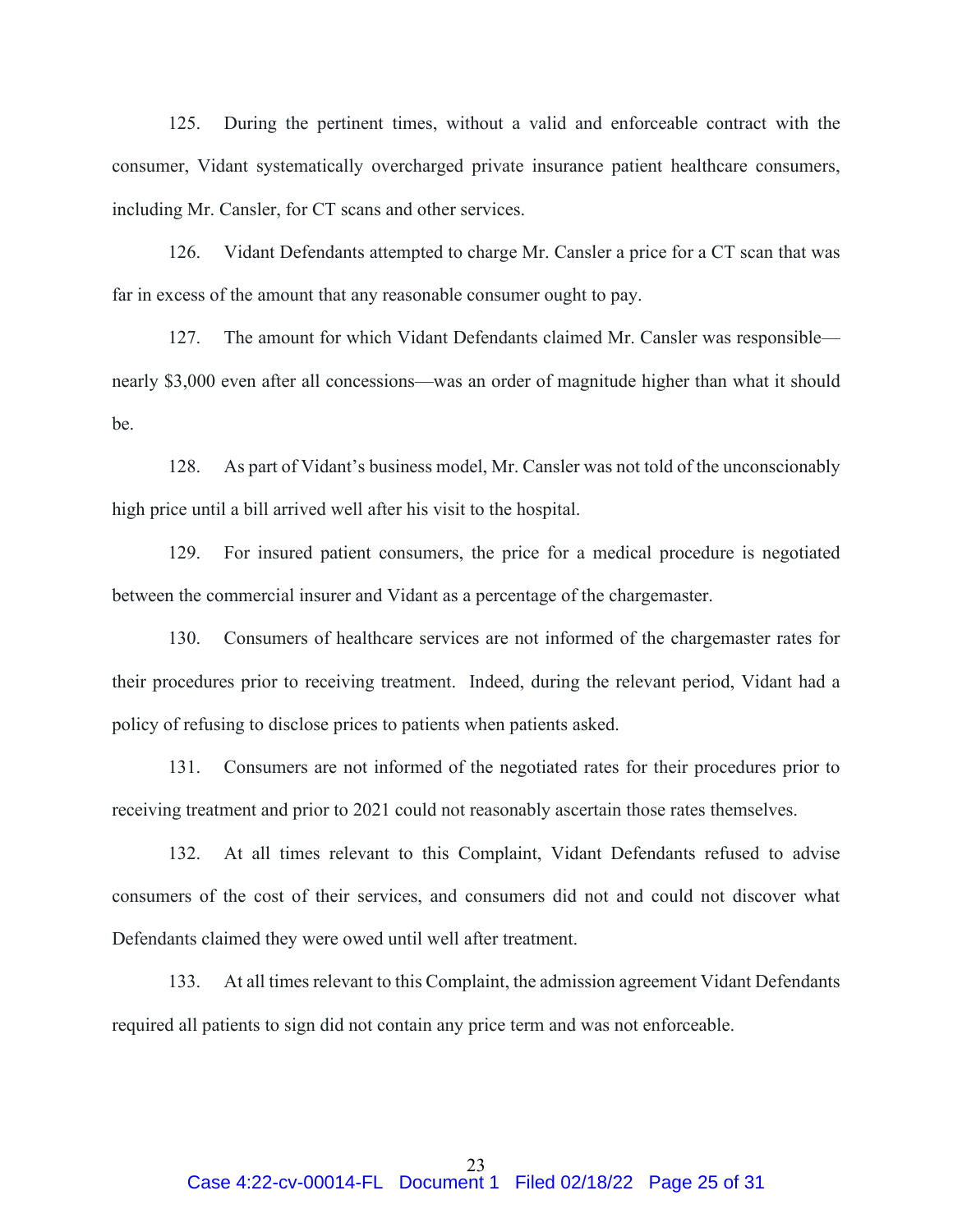125. During the pertinent times, without a valid and enforceable contract with the consumer, Vidant systematically overcharged private insurance patient healthcare consumers, including Mr. Cansler, for CT scans and other services.

126. Vidant Defendants attempted to charge Mr. Cansler a price for a CT scan that was far in excess of the amount that any reasonable consumer ought to pay.

127. The amount for which Vidant Defendants claimed Mr. Cansler was responsible—nearly $3,000 even after all concessions—was an order of magnitude higher than what it should be.

128. As part of Vidant's business model, Mr. Cansler was not told of the unconscionably high price until a bill arrived well after his visit to the hospital.

129. For insured patient consumers, the price for a medical procedure is negotiated between the commercial insurer and Vidant as a percentage of the chargemaster.

130. Consumers of healthcare services are not informed of the chargemaster rates for their procedures prior to receiving treatment. Indeed, during the relevant period, Vidant had a policy of refusing to disclose prices to patients when patients asked.

131. Consumers are not informed of the negotiated rates for their procedures prior to receiving treatment and prior to 2021 could not reasonably ascertain those rates themselves.

132. At all times relevant to this Complaint, Vidant Defendants refused to advise consumers of the cost of their services, and consumers did not and could not discover what Defendants claimed they were owed until well after treatment.

133. At all times relevant to this Complaint, the admission agreement Vidant Defendants required all patients to sign did not contain any price term and was not enforceable.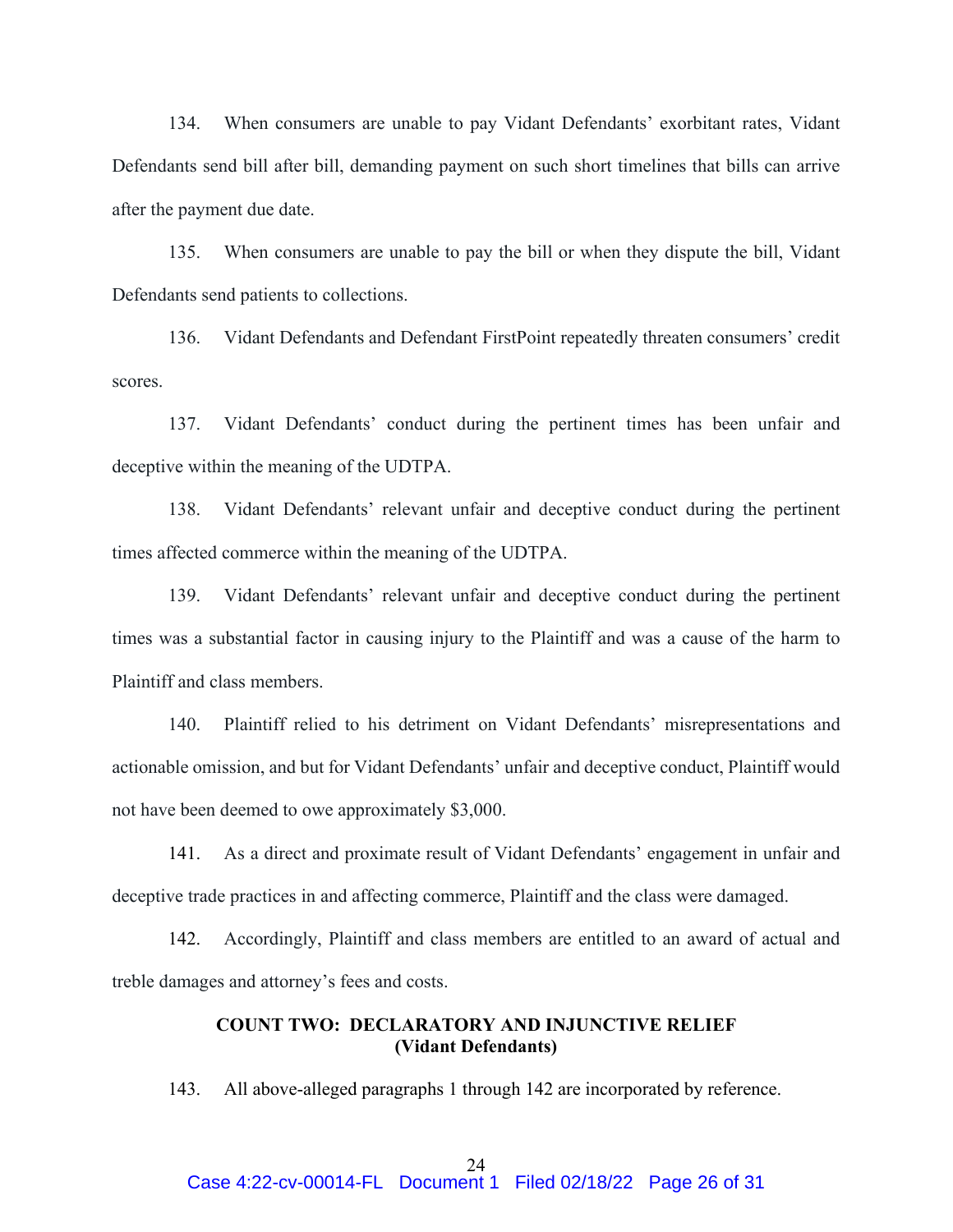134. When consumers are unable to pay Vidant Defendants' exorbitant rates, Vidant Defendants send bill after bill, demanding payment on such short timelines that bills can arrive after the payment due date.

135. When consumers are unable to pay the bill or when they dispute the bill, Vidant Defendants send patients to collections.

136. Vidant Defendants and Defendant FirstPoint repeatedly threaten consumers' credit scores.

137. Vidant Defendants' conduct during the pertinent times has been unfair and deceptive within the meaning of the UDTPA.

138. Vidant Defendants' relevant unfair and deceptive conduct during the pertinent times affected commerce within the meaning of the UDTPA.

139. Vidant Defendants' relevant unfair and deceptive conduct during the pertinent times was a substantial factor in causing injury to the Plaintiff and was a cause of the harm to Plaintiff and class members.

140. Plaintiff relied to his detriment on Vidant Defendants' misrepresentations and actionable omission, and but for Vidant Defendants' unfair and deceptive conduct, Plaintiff would not have been deemed to owe approximately $3,000.

141. As a direct and proximate result of Vidant Defendants' engagement in unfair and deceptive trade practices in and affecting commerce, Plaintiff and the class were damaged.

142. Accordingly, Plaintiff and class members are entitled to an award of actual and treble damages and attorney's fees and costs.

**COUNT TWO: DECLARATORY AND INJUNCTIVE RELIEF**
**(Vidant Defendants)**

143. All above-alleged paragraphs 1 through 142 are incorporated by reference.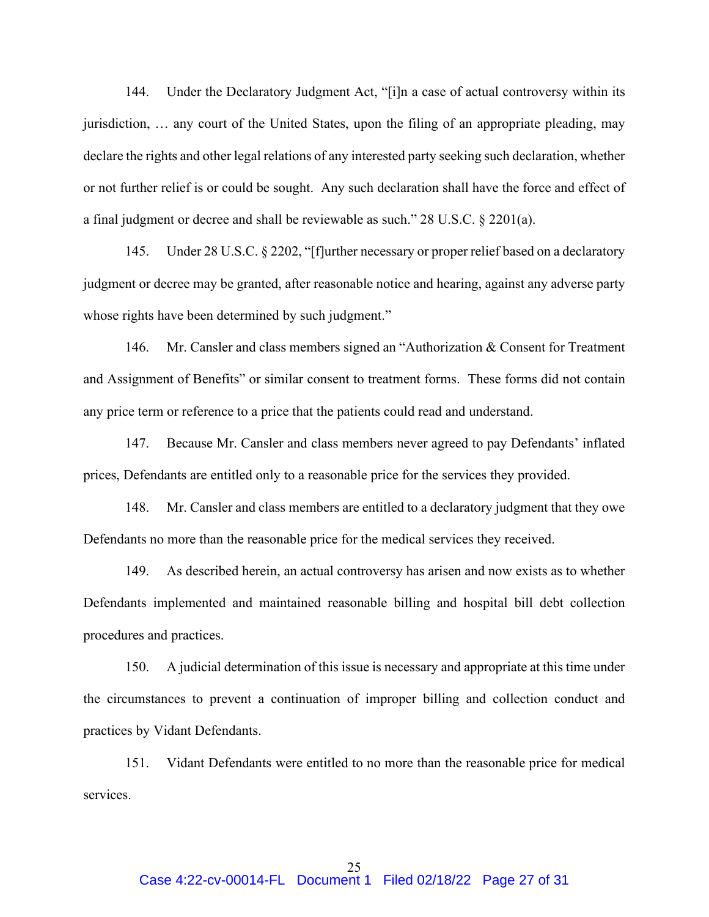144. Under the Declaratory Judgment Act, "[i]n a case of actual controversy within its jurisdiction, … any court of the United States, upon the filing of an appropriate pleading, may declare the rights and other legal relations of any interested party seeking such declaration, whether or not further relief is or could be sought. Any such declaration shall have the force and effect of a final judgment or decree and shall be reviewable as such." 28 U.S.C. § 2201(a).

145. Under 28 U.S.C. § 2202, "[f]urther necessary or proper relief based on a declaratory judgment or decree may be granted, after reasonable notice and hearing, against any adverse party whose rights have been determined by such judgment."

146. Mr. Cansler and class members signed an "Authorization & Consent for Treatment and Assignment of Benefits" or similar consent to treatment forms. These forms did not contain any price term or reference to a price that the patients could read and understand.

147. Because Mr. Cansler and class members never agreed to pay Defendants' inflated prices, Defendants are entitled only to a reasonable price for the services they provided.

148. Mr. Cansler and class members are entitled to a declaratory judgment that they owe Defendants no more than the reasonable price for the medical services they received.

149. As described herein, an actual controversy has arisen and now exists as to whether Defendants implemented and maintained reasonable billing and hospital bill debt collection procedures and practices.

150. A judicial determination of this issue is necessary and appropriate at this time under the circumstances to prevent a continuation of improper billing and collection conduct and practices by Vidant Defendants.

151. Vidant Defendants were entitled to no more than the reasonable price for medical services.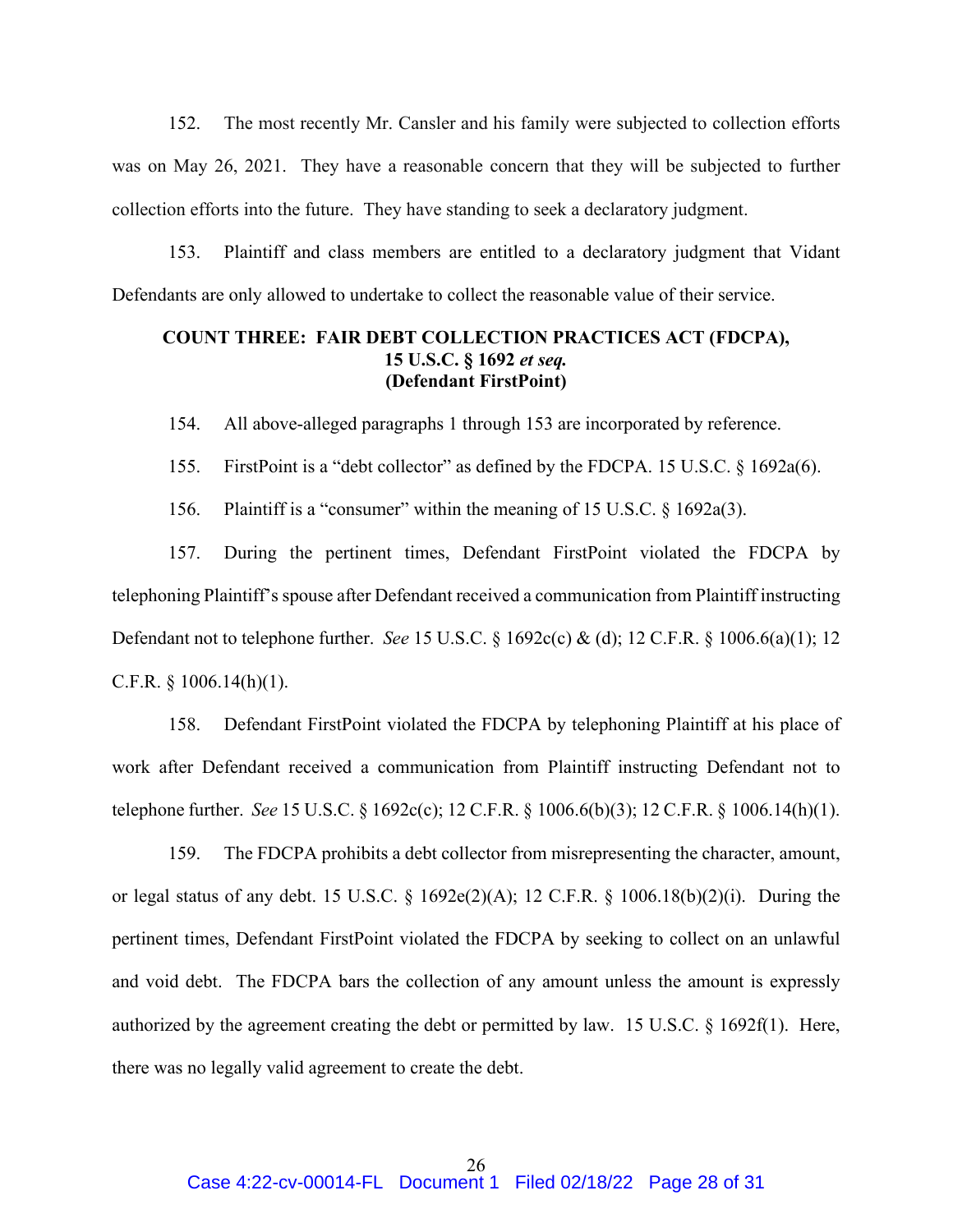152. The most recently Mr. Cansler and his family were subjected to collection efforts was on May 26, 2021. They have a reasonable concern that they will be subjected to further collection efforts into the future. They have standing to seek a declaratory judgment.

153. Plaintiff and class members are entitled to a declaratory judgment that Vidant Defendants are only allowed to undertake to collect the reasonable value of their service.

### COUNT THREE: FAIR DEBT COLLECTION PRACTICES ACT (FDCPA), 15 U.S.C. § 1692 *et seq.* (Defendant FirstPoint)

154. All above-alleged paragraphs 1 through 153 are incorporated by reference.

155. FirstPoint is a "debt collector" as defined by the FDCPA. 15 U.S.C. § 1692a(6).

156. Plaintiff is a "consumer" within the meaning of 15 U.S.C. § 1692a(3).

157. During the pertinent times, Defendant FirstPoint violated the FDCPA by telephoning Plaintiff's spouse after Defendant received a communication from Plaintiff instructing Defendant not to telephone further. *See* 15 U.S.C. § 1692c(c) & (d); 12 C.F.R. § 1006.6(a)(1); 12 C.F.R. § 1006.14(h)(1).

158. Defendant FirstPoint violated the FDCPA by telephoning Plaintiff at his place of work after Defendant received a communication from Plaintiff instructing Defendant not to telephone further. *See* 15 U.S.C. § 1692c(c); 12 C.F.R. § 1006.6(b)(3); 12 C.F.R. § 1006.14(h)(1).

159. The FDCPA prohibits a debt collector from misrepresenting the character, amount, or legal status of any debt. 15 U.S.C. § 1692e(2)(A); 12 C.F.R. § 1006.18(b)(2)(i). During the pertinent times, Defendant FirstPoint violated the FDCPA by seeking to collect on an unlawful and void debt. The FDCPA bars the collection of any amount unless the amount is expressly authorized by the agreement creating the debt or permitted by law. 15 U.S.C. § 1692f(1). Here, there was no legally valid agreement to create the debt.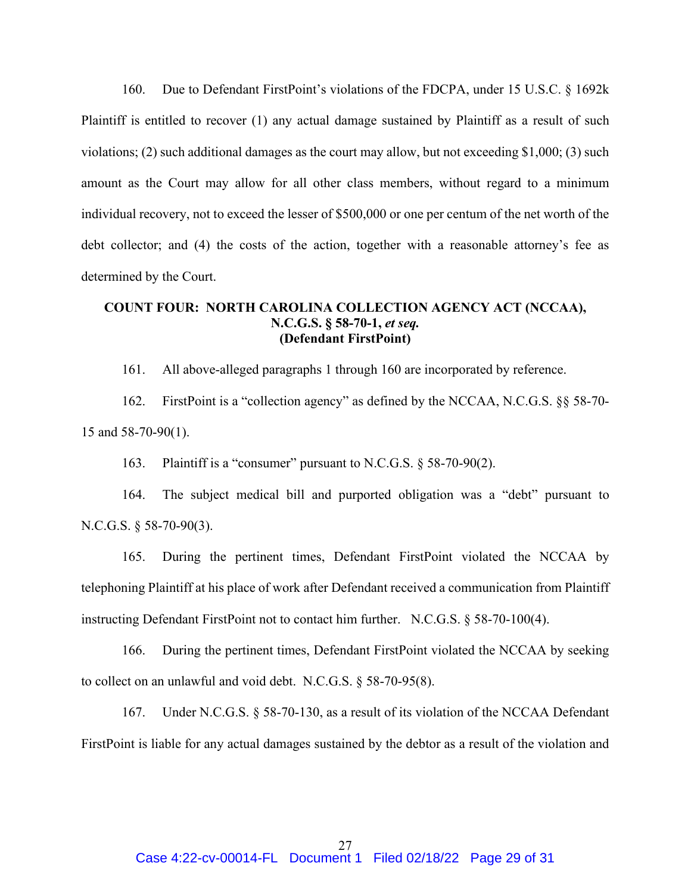160. Due to Defendant FirstPoint's violations of the FDCPA, under 15 U.S.C. § 1692k Plaintiff is entitled to recover (1) any actual damage sustained by Plaintiff as a result of such violations; (2) such additional damages as the court may allow, but not exceeding $1,000; (3) such amount as the Court may allow for all other class members, without regard to a minimum individual recovery, not to exceed the lesser of $500,000 or one per centum of the net worth of the debt collector; and (4) the costs of the action, together with a reasonable attorney's fee as determined by the Court.

**COUNT FOUR: NORTH CAROLINA COLLECTION AGENCY ACT (NCCAA), N.C.G.S. § 58-70-1, *et seq.* (Defendant FirstPoint)**

161. All above-alleged paragraphs 1 through 160 are incorporated by reference.

162. FirstPoint is a "collection agency" as defined by the NCCAA, N.C.G.S. §§ 58-70-15 and 58-70-90(1).

163. Plaintiff is a "consumer" pursuant to N.C.G.S. § 58-70-90(2).

164. The subject medical bill and purported obligation was a "debt" pursuant to N.C.G.S. § 58-70-90(3).

165. During the pertinent times, Defendant FirstPoint violated the NCCAA by telephoning Plaintiff at his place of work after Defendant received a communication from Plaintiff instructing Defendant FirstPoint not to contact him further. N.C.G.S. § 58-70-100(4).

166. During the pertinent times, Defendant FirstPoint violated the NCCAA by seeking to collect on an unlawful and void debt. N.C.G.S. § 58-70-95(8).

167. Under N.C.G.S. § 58-70-130, as a result of its violation of the NCCAA Defendant FirstPoint is liable for any actual damages sustained by the debtor as a result of the violation and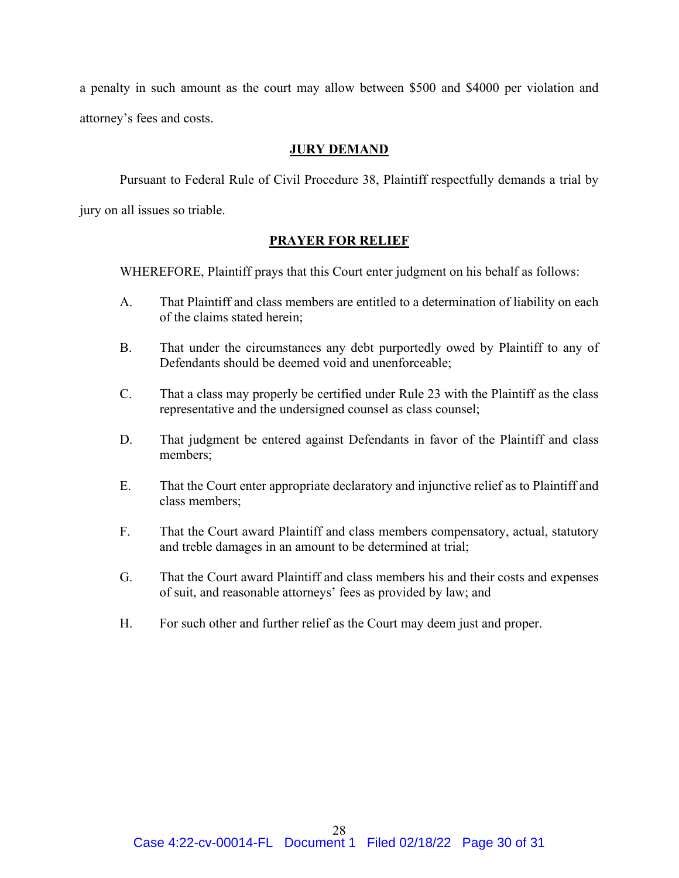a penalty in such amount as the court may allow between $500 and $4000 per violation and attorney's fees and costs.

## JURY DEMAND

Pursuant to Federal Rule of Civil Procedure 38, Plaintiff respectfully demands a trial by jury on all issues so triable.

## PRAYER FOR RELIEF

WHEREFORE, Plaintiff prays that this Court enter judgment on his behalf as follows:

A. That Plaintiff and class members are entitled to a determination of liability on each of the claims stated herein;

B. That under the circumstances any debt purportedly owed by Plaintiff to any of Defendants should be deemed void and unenforceable;

C. That a class may properly be certified under Rule 23 with the Plaintiff as the class representative and the undersigned counsel as class counsel;

D. That judgment be entered against Defendants in favor of the Plaintiff and class members;

E. That the Court enter appropriate declaratory and injunctive relief as to Plaintiff and class members;

F. That the Court award Plaintiff and class members compensatory, actual, statutory and treble damages in an amount to be determined at trial;

G. That the Court award Plaintiff and class members his and their costs and expenses of suit, and reasonable attorneys' fees as provided by law; and

H. For such other and further relief as the Court may deem just and proper.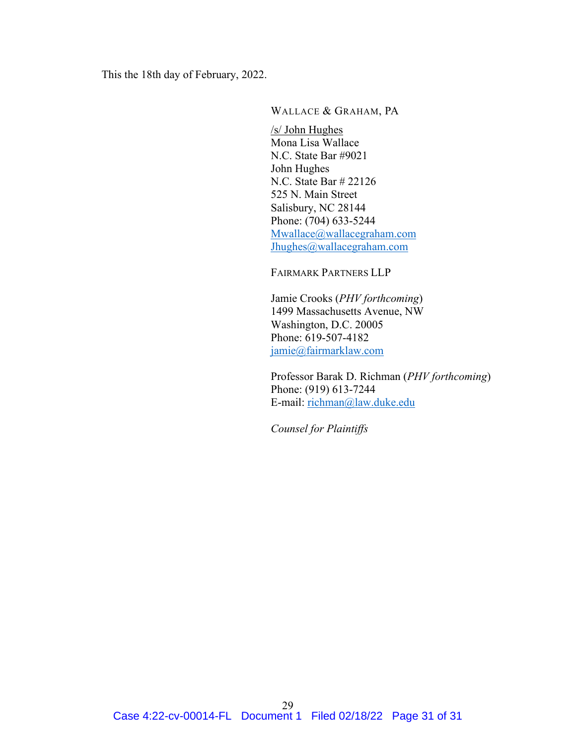This the 18th day of February, 2022.

WALLACE & GRAHAM, PA

/s/ John Hughes
Mona Lisa Wallace
N.C. State Bar #9021
John Hughes
N.C. State Bar # 22126
525 N. Main Street
Salisbury, NC 28144
Phone: (704) 633-5244
Mwallace@wallacegraham.com
Jhughes@wallacegraham.com

FAIRMARK PARTNERS LLP

Jamie Crooks (*PHV forthcoming*)
1499 Massachusetts Avenue, NW
Washington, D.C. 20005
Phone: 619-507-4182
jamie@fairmarklaw.com

Professor Barak D. Richman (*PHV forthcoming*)
Phone: (919) 613-7244
E-mail: richman@law.duke.edu

*Counsel for Plaintiffs*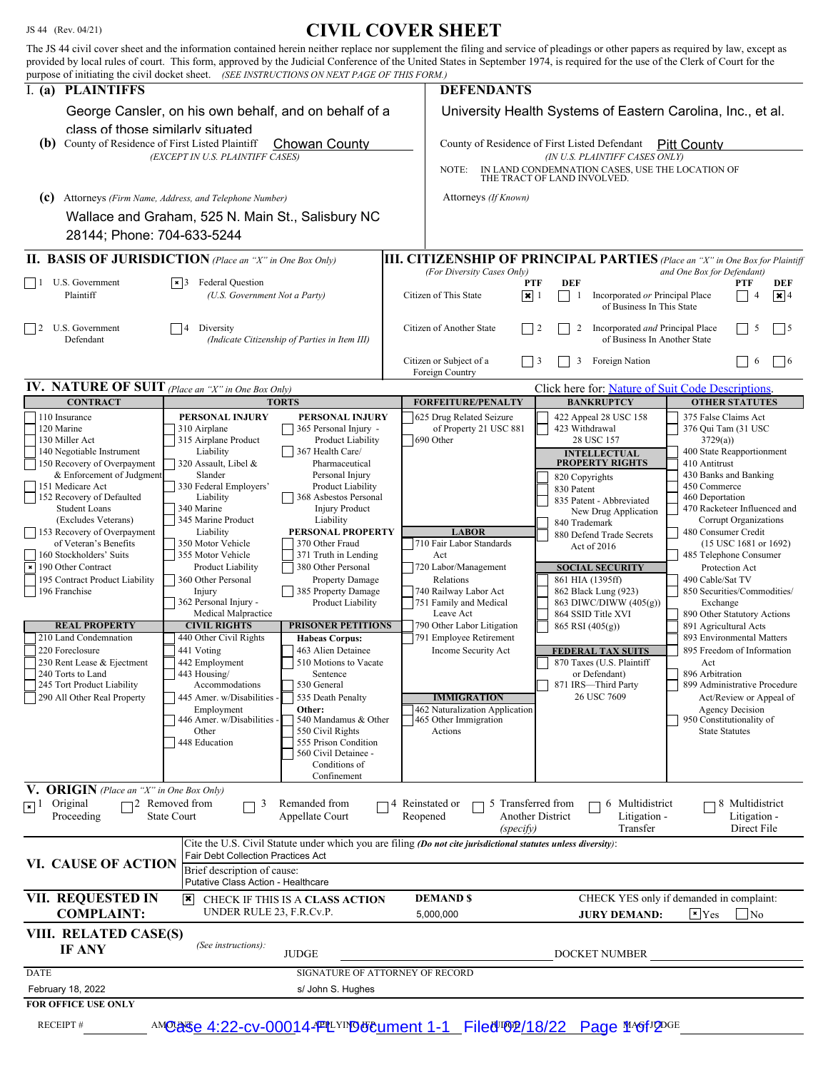JS 44 (Rev. 04/21)

# CIVIL COVER SHEET

The JS 44 civil cover sheet and the information contained herein neither replace nor supplement the filing and service of pleadings or other papers as required by law, except as provided by local rules of court. This form, approved by the Judicial Conference of the United States in September 1974, is required for the use of the Clerk of Court for the purpose of initiating the civil docket sheet. *(SEE INSTRUCTIONS ON NEXT PAGE OF THIS FORM.)*

## I. (a) PLAINTIFFS

George Cansler, on his own behalf, and on behalf of a class of those similarly situated

**(b)** County of Residence of First Listed Plaintiff: Chowan County
*(EXCEPT IN U.S. PLAINTIFF CASES)*

**(c)** Attorneys *(Firm Name, Address, and Telephone Number)*
Wallace and Graham, 525 N. Main St., Salisbury NC 28144; Phone: 704-633-5244

## DEFENDANTS

University Health Systems of Eastern Carolina, Inc., et al.

County of Residence of First Listed Defendant: Pitt County
*(IN U.S. PLAINTIFF CASES ONLY)*

NOTE: IN LAND CONDEMNATION CASES, USE THE LOCATION OF THE TRACT OF LAND INVOLVED.

Attorneys *(If Known)*

## II. BASIS OF JURISDICTION *(Place an "X" in One Box Only)*

- [ ] 1 U.S. Government Plaintiff
- [x] 3 Federal Question (U.S. Government Not a Party)
- [ ] 2 U.S. Government Defendant
- [ ] 4 Diversity (Indicate Citizenship of Parties in Item III)

## III. CITIZENSHIP OF PRINCIPAL PARTIES *(Place an "X" in One Box for Plaintiff and One Box for Defendant)* *(For Diversity Cases Only)*

| | PTF | DEF | | PTF | DEF |
|---|---|---|---|---|---|
| Citizen of This State | [x] 1 | [ ] 1 | Incorporated *or* Principal Place of Business In This State | [ ] 4 | [x] 4 |
| Citizen of Another State | [ ] 2 | [ ] 2 | Incorporated *and* Principal Place of Business In Another State | [ ] 5 | [ ] 5 |
| Citizen or Subject of a Foreign Country | [ ] 3 | [ ] 3 | Foreign Nation | [ ] 6 | [ ] 6 |

## IV. NATURE OF SUIT *(Place an "X" in One Box Only)*

Click here for: Nature of Suit Code Descriptions.

**CONTRACT:** 110 Insurance; 120 Marine; 130 Miller Act; 140 Negotiable Instrument; 150 Recovery of Overpayment & Enforcement of Judgment; 151 Medicare Act; 152 Recovery of Defaulted Student Loans (Excludes Veterans); 153 Recovery of Overpayment of Veteran's Benefits; 160 Stockholders' Suits; **[x] 190 Other Contract**; 195 Contract Product Liability; 196 Franchise

**REAL PROPERTY:** 210 Land Condemnation; 220 Foreclosure; 230 Rent Lease & Ejectment; 240 Torts to Land; 245 Tort Product Liability; 290 All Other Real Property

**TORTS — PERSONAL INJURY:** 310 Airplane; 315 Airplane Product Liability; 320 Assault, Libel & Slander; 330 Federal Employers' Liability; 340 Marine; 345 Marine Product Liability; 350 Motor Vehicle; 355 Motor Vehicle Product Liability; 360 Other Personal Injury; 362 Personal Injury - Medical Malpractice

**TORTS — PERSONAL INJURY:** 365 Personal Injury - Product Liability; 367 Health Care/ Pharmaceutical Personal Injury Product Liability; 368 Asbestos Personal Injury Product Liability

**PERSONAL PROPERTY:** 370 Other Fraud; 371 Truth in Lending; 380 Other Personal Property Damage; 385 Property Damage Product Liability

**CIVIL RIGHTS:** 440 Other Civil Rights; 441 Voting; 442 Employment; 443 Housing/ Accommodations; 445 Amer. w/Disabilities - Employment; 446 Amer. w/Disabilities - Other; 448 Education

**PRISONER PETITIONS:** Habeas Corpus: 463 Alien Detainee; 510 Motions to Vacate Sentence; 530 General; 535 Death Penalty; Other: 540 Mandamus & Other; 550 Civil Rights; 555 Prison Condition; 560 Civil Detainee - Conditions of Confinement

**FORFEITURE/PENALTY:** 625 Drug Related Seizure of Property 21 USC 881; 690 Other

**LABOR:** 710 Fair Labor Standards Act; 720 Labor/Management Relations; 740 Railway Labor Act; 751 Family and Medical Leave Act; 790 Other Labor Litigation; 791 Employee Retirement Income Security Act

**IMMIGRATION:** 462 Naturalization Application; 465 Other Immigration Actions

**BANKRUPTCY:** 422 Appeal 28 USC 158; 423 Withdrawal 28 USC 157

**INTELLECTUAL PROPERTY RIGHTS:** 820 Copyrights; 830 Patent; 835 Patent - Abbreviated New Drug Application; 840 Trademark; 880 Defend Trade Secrets Act of 2016

**SOCIAL SECURITY:** 861 HIA (1395ff); 862 Black Lung (923); 863 DIWC/DIWW (405(g)); 864 SSID Title XVI; 865 RSI (405(g))

**FEDERAL TAX SUITS:** 870 Taxes (U.S. Plaintiff or Defendant); 871 IRS—Third Party 26 USC 7609

**OTHER STATUTES:** 375 False Claims Act; 376 Qui Tam (31 USC 3729(a)); 400 State Reapportionment; 410 Antitrust; 430 Banks and Banking; 450 Commerce; 460 Deportation; 470 Racketeer Influenced and Corrupt Organizations; 480 Consumer Credit (15 USC 1681 or 1692); 485 Telephone Consumer Protection Act; 490 Cable/Sat TV; 850 Securities/Commodities/ Exchange; 890 Other Statutory Actions; 891 Agricultural Acts; 893 Environmental Matters; 895 Freedom of Information Act; 896 Arbitration; 899 Administrative Procedure Act/Review or Appeal of Agency Decision; 950 Constitutionality of State Statutes

## V. ORIGIN *(Place an "X" in One Box Only)*

- [x] 1 Original Proceeding
- [ ] 2 Removed from State Court
- [ ] 3 Remanded from Appellate Court
- [ ] 4 Reinstated or Reopened
- [ ] 5 Transferred from Another District *(specify)*
- [ ] 6 Multidistrict Litigation - Transfer
- [ ] 8 Multidistrict Litigation - Direct File

## VI. CAUSE OF ACTION

Cite the U.S. Civil Statute under which you are filing *(Do not cite jurisdictional statutes unless diversity)*:
Fair Debt Collection Practices Act

Brief description of cause:
Putative Class Action - Healthcare

## VII. REQUESTED IN COMPLAINT:

[x] CHECK IF THIS IS A CLASS ACTION UNDER RULE 23, F.R.Cv.P.

DEMAND $ 5,000,000

CHECK YES only if demanded in complaint:
JURY DEMAND: [x] Yes [ ] No

## VIII. RELATED CASE(S) IF ANY

*(See instructions):* JUDGE ______ DOCKET NUMBER ______

DATE: February 18, 2022

SIGNATURE OF ATTORNEY OF RECORD: s/ John S. Hughes

**FOR OFFICE USE ONLY**

RECEIPT # ______ AMOUNT ______ APPLYING IFP ______ JUDGE ______ MAG. JUDGE ______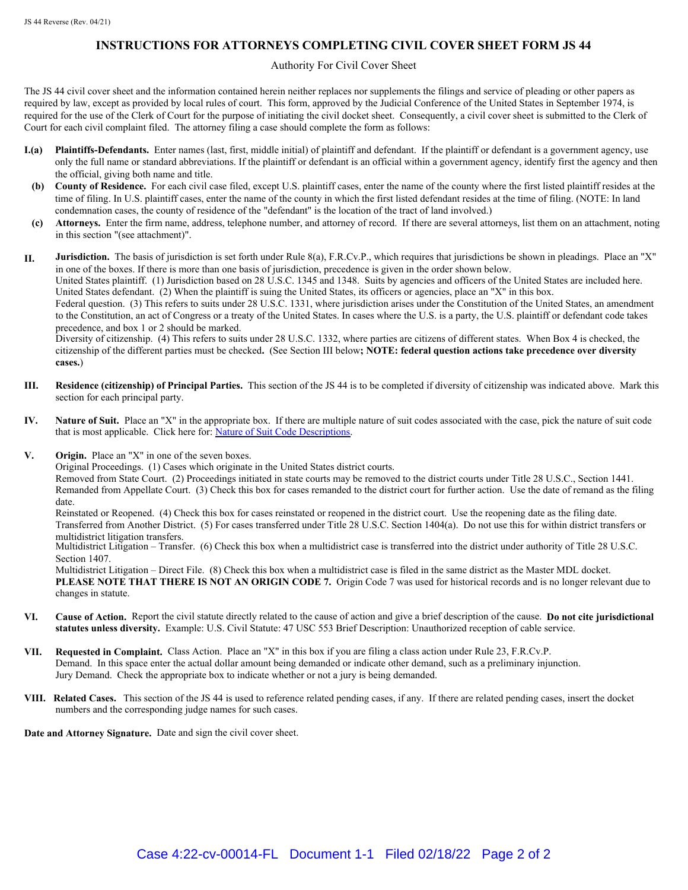# INSTRUCTIONS FOR ATTORNEYS COMPLETING CIVIL COVER SHEET FORM JS 44

Authority For Civil Cover Sheet

The JS 44 civil cover sheet and the information contained herein neither replaces nor supplements the filings and service of pleading or other papers as required by law, except as provided by local rules of court. This form, approved by the Judicial Conference of the United States in September 1974, is required for the use of the Clerk of Court for the purpose of initiating the civil docket sheet. Consequently, a civil cover sheet is submitted to the Clerk of Court for each civil complaint filed. The attorney filing a case should complete the form as follows:

**I.(a) Plaintiffs-Defendants.** Enter names (last, first, middle initial) of plaintiff and defendant. If the plaintiff or defendant is a government agency, use only the full name or standard abbreviations. If the plaintiff or defendant is an official within a government agency, identify first the agency and then the official, giving both name and title.

**(b) County of Residence.** For each civil case filed, except U.S. plaintiff cases, enter the name of the county where the first listed plaintiff resides at the time of filing. In U.S. plaintiff cases, enter the name of the county in which the first listed defendant resides at the time of filing. (NOTE: In land condemnation cases, the county of residence of the "defendant" is the location of the tract of land involved.)

**(c) Attorneys.** Enter the firm name, address, telephone number, and attorney of record. If there are several attorneys, list them on an attachment, noting in this section "(see attachment)".

**II. Jurisdiction.** The basis of jurisdiction is set forth under Rule 8(a), F.R.Cv.P., which requires that jurisdictions be shown in pleadings. Place an "X" in one of the boxes. If there is more than one basis of jurisdiction, precedence is given in the order shown below.
United States plaintiff. (1) Jurisdiction based on 28 U.S.C. 1345 and 1348. Suits by agencies and officers of the United States are included here.
United States defendant. (2) When the plaintiff is suing the United States, its officers or agencies, place an "X" in this box.
Federal question. (3) This refers to suits under 28 U.S.C. 1331, where jurisdiction arises under the Constitution of the United States, an amendment to the Constitution, an act of Congress or a treaty of the United States. In cases where the U.S. is a party, the U.S. plaintiff or defendant code takes precedence, and box 1 or 2 should be marked.
Diversity of citizenship. (4) This refers to suits under 28 U.S.C. 1332, where parties are citizens of different states. When Box 4 is checked, the citizenship of the different parties must be checked**.** (See Section III below**; NOTE: federal question actions take precedence over diversity cases.**)

**III. Residence (citizenship) of Principal Parties.** This section of the JS 44 is to be completed if diversity of citizenship was indicated above. Mark this section for each principal party.

**IV. Nature of Suit.** Place an "X" in the appropriate box. If there are multiple nature of suit codes associated with the case, pick the nature of suit code that is most applicable. Click here for: Nature of Suit Code Descriptions.

**V. Origin.** Place an "X" in one of the seven boxes.
Original Proceedings. (1) Cases which originate in the United States district courts.
Removed from State Court. (2) Proceedings initiated in state courts may be removed to the district courts under Title 28 U.S.C., Section 1441.
Remanded from Appellate Court. (3) Check this box for cases remanded to the district court for further action. Use the date of remand as the filing date.
Reinstated or Reopened. (4) Check this box for cases reinstated or reopened in the district court. Use the reopening date as the filing date.
Transferred from Another District. (5) For cases transferred under Title 28 U.S.C. Section 1404(a). Do not use this for within district transfers or multidistrict litigation transfers.
Multidistrict Litigation – Transfer. (6) Check this box when a multidistrict case is transferred into the district under authority of Title 28 U.S.C. Section 1407.
Multidistrict Litigation – Direct File. (8) Check this box when a multidistrict case is filed in the same district as the Master MDL docket.
**PLEASE NOTE THAT THERE IS NOT AN ORIGIN CODE 7.** Origin Code 7 was used for historical records and is no longer relevant due to changes in statute.

**VI. Cause of Action.** Report the civil statute directly related to the cause of action and give a brief description of the cause. **Do not cite jurisdictional statutes unless diversity.** Example: U.S. Civil Statute: 47 USC 553 Brief Description: Unauthorized reception of cable service.

**VII. Requested in Complaint.** Class Action. Place an "X" in this box if you are filing a class action under Rule 23, F.R.Cv.P.
Demand. In this space enter the actual dollar amount being demanded or indicate other demand, such as a preliminary injunction.
Jury Demand. Check the appropriate box to indicate whether or not a jury is being demanded.

**VIII. Related Cases.** This section of the JS 44 is used to reference related pending cases, if any. If there are related pending cases, insert the docket numbers and the corresponding judge names for such cases.

**Date and Attorney Signature.** Date and sign the civil cover sheet.